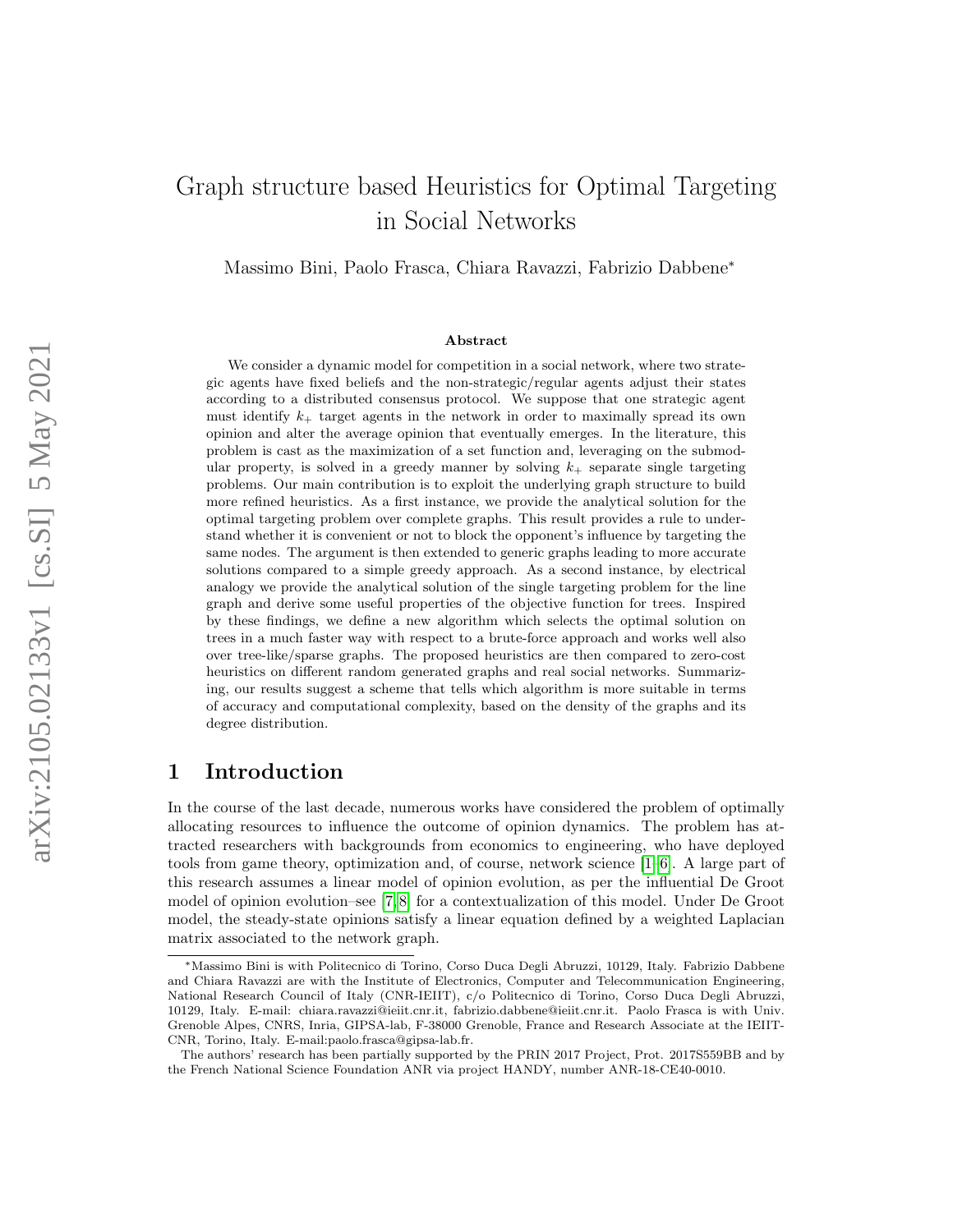# Graph structure based Heuristics for Optimal Targeting in Social Networks

Massimo Bini, Paolo Frasca, Chiara Ravazzi, Fabrizio Dabbene*

### Abstract

We consider a dynamic model for competition in a social network, where two strategic agents have fixed beliefs and the non-strategic/regular agents adjust their states according to a distributed consensus protocol. We suppose that one strategic agent must identify $k_+$ target agents in the network in order to maximally spread its own opinion and alter the average opinion that eventually emerges. In the literature, this problem is cast as the maximization of a set function and, leveraging on the submodular property, is solved in a greedy manner by solving $k_+$ separate single targeting problems. Our main contribution is to exploit the underlying graph structure to build more refined heuristics. As a first instance, we provide the analytical solution for the optimal targeting problem over complete graphs. This result provides a rule to understand whether it is convenient or not to block the opponent's influence by targeting the same nodes. The argument is then extended to generic graphs leading to more accurate solutions compared to a simple greedy approach. As a second instance, by electrical analogy we provide the analytical solution of the single targeting problem for the line graph and derive some useful properties of the objective function for trees. Inspired by these findings, we define a new algorithm which selects the optimal solution on trees in a much faster way with respect to a brute-force approach and works well also over tree-like/sparse graphs. The proposed heuristics are then compared to zero-cost heuristics on different random generated graphs and real social networks. Summarizing, our results suggest a scheme that tells which algorithm is more suitable in terms of accuracy and computational complexity, based on the density of the graphs and its degree distribution.

## 1 Introduction

In the course of the last decade, numerous works have considered the problem of optimally allocating resources to influence the outcome of opinion dynamics. The problem has attracted researchers with backgrounds from economics to engineering, who have deployed tools from game theory, optimization and, of course, network science [1–6]. A large part of this research assumes a linear model of opinion evolution, as per the influential De Groot model of opinion evolution–see [7, 8] for a contextualization of this model. Under De Groot model, the steady-state opinions satisfy a linear equation defined by a weighted Laplacian matrix associated to the network graph.

---

*Massimo Bini is with Politecnico di Torino, Corso Duca Degli Abruzzi, 10129, Italy. Fabrizio Dabbene and Chiara Ravazzi are with the Institute of Electronics, Computer and Telecommunication Engineering, National Research Council of Italy (CNR-IEIIT), c/o Politecnico di Torino, Corso Duca Degli Abruzzi, 10129, Italy. E-mail: chiara.ravazzi@ieiit.cnr.it, fabrizio.dabbene@ieiit.cnr.it. Paolo Frasca is with Univ. Grenoble Alpes, CNRS, Inria, GIPSA-lab, F-38000 Grenoble, France and Research Associate at the IEIIT-CNR, Torino, Italy. E-mail:paolo.frasca@gipsa-lab.fr.

The authors' research has been partially supported by the PRIN 2017 Project, Prot. 2017S559BB and by the French National Science Foundation ANR via project HANDY, number ANR-18-CE40-0010.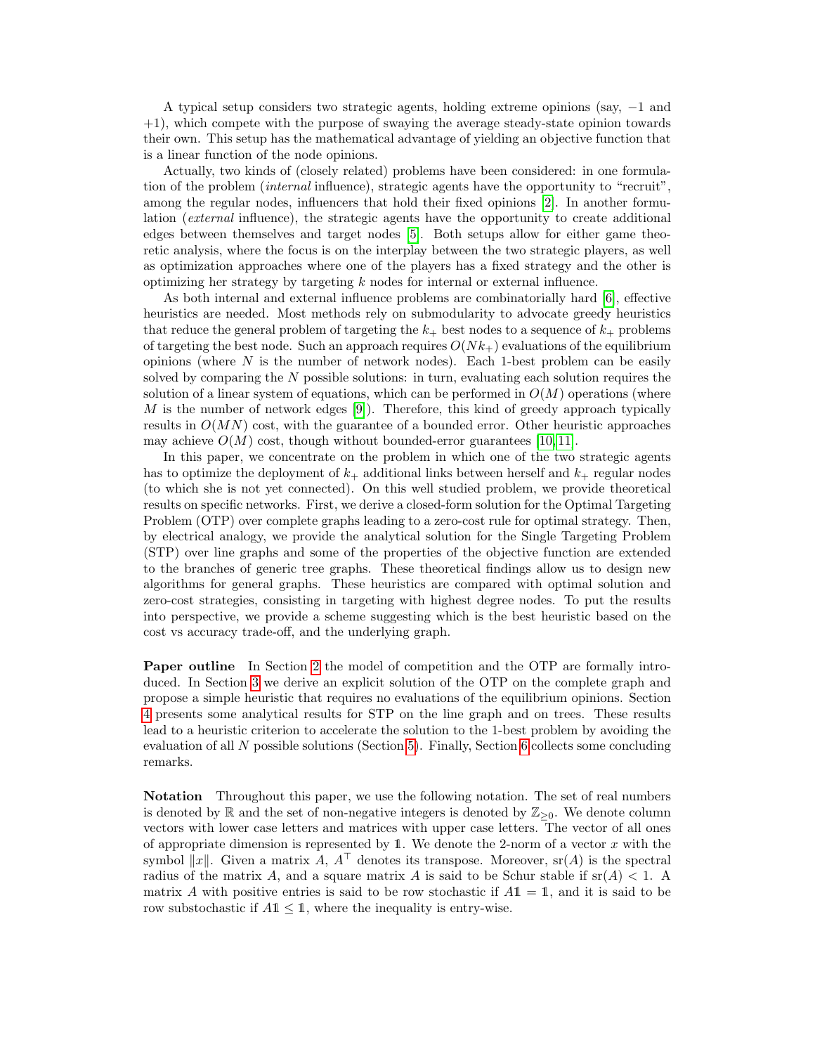A typical setup considers two strategic agents, holding extreme opinions (say, $-1$ and $+1$), which compete with the purpose of swaying the average steady-state opinion towards their own. This setup has the mathematical advantage of yielding an objective function that is a linear function of the node opinions.

Actually, two kinds of (closely related) problems have been considered: in one formulation of the problem (*internal* influence), strategic agents have the opportunity to "recruit", among the regular nodes, influencers that hold their fixed opinions [2]. In another formulation (*external* influence), the strategic agents have the opportunity to create additional edges between themselves and target nodes [5]. Both setups allow for either game theoretic analysis, where the focus is on the interplay between the two strategic players, as well as optimization approaches where one of the players has a fixed strategy and the other is optimizing her strategy by targeting $k$ nodes for internal or external influence.

As both internal and external influence problems are combinatorially hard [6], effective heuristics are needed. Most methods rely on submodularity to advocate greedy heuristics that reduce the general problem of targeting the $k_+$ best nodes to a sequence of $k_+$ problems of targeting the best node. Such an approach requires $O(Nk_+)$ evaluations of the equilibrium opinions (where $N$ is the number of network nodes). Each 1-best problem can be easily solved by comparing the $N$ possible solutions: in turn, evaluating each solution requires the solution of a linear system of equations, which can be performed in $O(M)$ operations (where $M$ is the number of network edges [9]). Therefore, this kind of greedy approach typically results in $O(MN)$ cost, with the guarantee of a bounded error. Other heuristic approaches may achieve $O(M)$ cost, though without bounded-error guarantees [10,11].

In this paper, we concentrate on the problem in which one of the two strategic agents has to optimize the deployment of $k_+$ additional links between herself and $k_+$ regular nodes (to which she is not yet connected). On this well studied problem, we provide theoretical results on specific networks. First, we derive a closed-form solution for the Optimal Targeting Problem (OTP) over complete graphs leading to a zero-cost rule for optimal strategy. Then, by electrical analogy, we provide the analytical solution for the Single Targeting Problem (STP) over line graphs and some of the properties of the objective function are extended to the branches of generic tree graphs. These theoretical findings allow us to design new algorithms for general graphs. These heuristics are compared with optimal solution and zero-cost strategies, consisting in targeting with highest degree nodes. To put the results into perspective, we provide a scheme suggesting which is the best heuristic based on the cost vs accuracy trade-off, and the underlying graph.

**Paper outline** In Section 2 the model of competition and the OTP are formally introduced. In Section 3 we derive an explicit solution of the OTP on the complete graph and propose a simple heuristic that requires no evaluations of the equilibrium opinions. Section 4 presents some analytical results for STP on the line graph and on trees. These results lead to a heuristic criterion to accelerate the solution to the 1-best problem by avoiding the evaluation of all $N$ possible solutions (Section 5). Finally, Section 6 collects some concluding remarks.

**Notation** Throughout this paper, we use the following notation. The set of real numbers is denoted by $\mathbb{R}$ and the set of non-negative integers is denoted by $\mathbb{Z}_{\geq 0}$. We denote column vectors with lower case letters and matrices with upper case letters. The vector of all ones of appropriate dimension is represented by $\mathbb{1}$. We denote the 2-norm of a vector $x$ with the symbol $\|x\|$. Given a matrix $A$, $A^\top$ denotes its transpose. Moreover, $\mathrm{sr}(A)$ is the spectral radius of the matrix $A$, and a square matrix $A$ is said to be Schur stable if $\mathrm{sr}(A) < 1$. A matrix $A$ with positive entries is said to be row stochastic if $A\mathbb{1} = \mathbb{1}$, and it is said to be row substochastic if $A\mathbb{1} \leq \mathbb{1}$, where the inequality is entry-wise.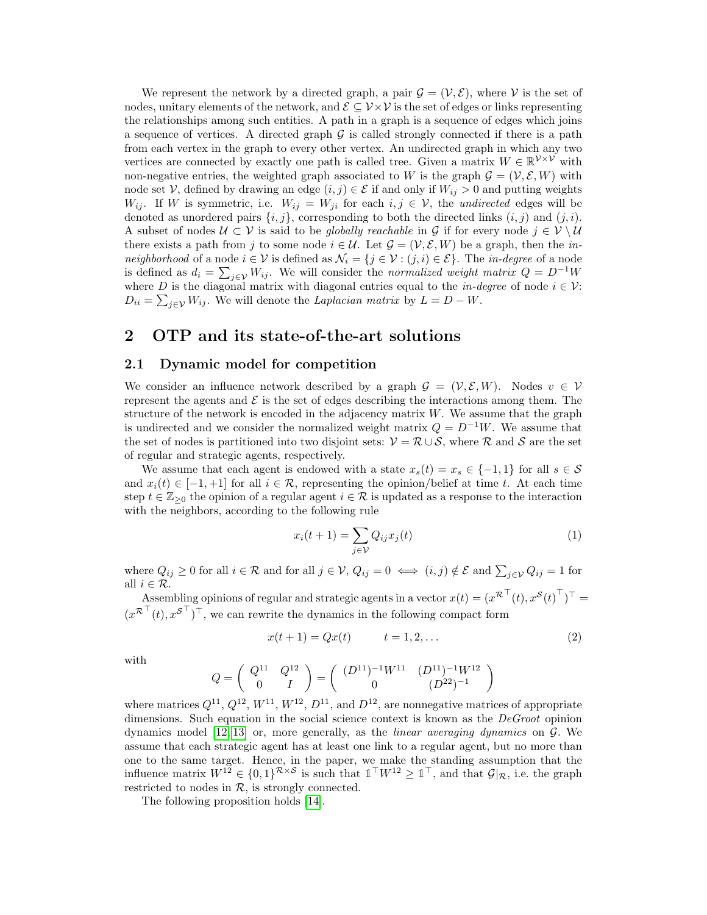We represent the network by a directed graph, a pair $\mathcal{G} = (\mathcal{V}, \mathcal{E})$, where $\mathcal{V}$ is the set of nodes, unitary elements of the network, and $\mathcal{E} \subseteq \mathcal{V} \times \mathcal{V}$ is the set of edges or links representing the relationships among such entities. A path in a graph is a sequence of edges which joins a sequence of vertices. A directed graph $\mathcal{G}$ is called strongly connected if there is a path from each vertex in the graph to every other vertex. An undirected graph in which any two vertices are connected by exactly one path is called tree. Given a matrix $W \in \mathbb{R}^{\mathcal{V} \times \mathcal{V}}$ with non-negative entries, the weighted graph associated to $W$ is the graph $\mathcal{G} = (\mathcal{V}, \mathcal{E}, W)$ with node set $\mathcal{V}$, defined by drawing an edge $(i, j) \in \mathcal{E}$ if and only if $W_{ij} > 0$ and putting weights $W_{ij}$. If $W$ is symmetric, i.e. $W_{ij} = W_{ji}$ for each $i, j \in \mathcal{V}$, the *undirected* edges will be denoted as unordered pairs $\{i, j\}$, corresponding to both the directed links $(i, j)$ and $(j, i)$. A subset of nodes $\mathcal{U} \subset \mathcal{V}$ is said to be *globally reachable* in $\mathcal{G}$ if for every node $j \in \mathcal{V} \setminus \mathcal{U}$ there exists a path from $j$ to some node $i \in \mathcal{U}$. Let $\mathcal{G} = (\mathcal{V}, \mathcal{E}, W)$ be a graph, then the *in-neighborhood* of a node $i \in \mathcal{V}$ is defined as $\mathcal{N}_i = \{j \in \mathcal{V} : (j, i) \in \mathcal{E}\}$. The *in-degree* of a node is defined as $d_i = \sum_{j \in \mathcal{V}} W_{ij}$. We will consider the *normalized weight matrix* $Q = D^{-1}W$ where $D$ is the diagonal matrix with diagonal entries equal to the *in-degree* of node $i \in \mathcal{V}$: $D_{ii} = \sum_{j \in \mathcal{V}} W_{ij}$. We will denote the *Laplacian matrix* by $L = D - W$.

## 2 OTP and its state-of-the-art solutions

### 2.1 Dynamic model for competition

We consider an influence network described by a graph $\mathcal{G} = (\mathcal{V}, \mathcal{E}, W)$. Nodes $v \in \mathcal{V}$ represent the agents and $\mathcal{E}$ is the set of edges describing the interactions among them. The structure of the network is encoded in the adjacency matrix $W$. We assume that the graph is undirected and we consider the normalized weight matrix $Q = D^{-1}W$. We assume that the set of nodes is partitioned into two disjoint sets: $\mathcal{V} = \mathcal{R} \cup \mathcal{S}$, where $\mathcal{R}$ and $\mathcal{S}$ are the set of regular and strategic agents, respectively.

We assume that each agent is endowed with a state $x_s(t) = x_s \in \{-1, 1\}$ for all $s \in \mathcal{S}$ and $x_i(t) \in [-1, +1]$ for all $i \in \mathcal{R}$, representing the opinion/belief at time $t$. At each time step $t \in \mathbb{Z}_{\geq 0}$ the opinion of a regular agent $i \in \mathcal{R}$ is updated as a response to the interaction with the neighbors, according to the following rule

$$x_i(t+1) = \sum_{j \in \mathcal{V}} Q_{ij} x_j(t) \tag{1}$$

where $Q_{ij} \geq 0$ for all $i \in \mathcal{R}$ and for all $j \in \mathcal{V}$, $Q_{ij} = 0 \iff (i, j) \notin \mathcal{E}$ and $\sum_{j \in \mathcal{V}} Q_{ij} = 1$ for all $i \in \mathcal{R}$.

Assembling opinions of regular and strategic agents in a vector $x(t) = (x^{\mathcal{R}^\top}(t), x^{\mathcal{S}}(t)^\top)^\top = (x^{\mathcal{R}^\top}(t), x^{\mathcal{S}^\top})^\top$, we can rewrite the dynamics in the following compact form

$$x(t+1) = Qx(t) \qquad t = 1, 2, \ldots \tag{2}$$

with

$$Q = \begin{pmatrix} Q^{11} & Q^{12} \\ 0 & I \end{pmatrix} = \begin{pmatrix} (D^{11})^{-1}W^{11} & (D^{11})^{-1}W^{12} \\ 0 & (D^{22})^{-1} \end{pmatrix}$$

where matrices $Q^{11}$, $Q^{12}$, $W^{11}$, $W^{12}$, $D^{11}$, and $D^{12}$, are nonnegative matrices of appropriate dimensions. Such equation in the social science context is known as the *DeGroot* opinion dynamics model [12, 13] or, more generally, as the *linear averaging dynamics* on $\mathcal{G}$. We assume that each strategic agent has at least one link to a regular agent, but no more than one to the same target. Hence, in the paper, we make the standing assumption that the influence matrix $W^{12} \in \{0, 1\}^{\mathcal{R} \times \mathcal{S}}$ is such that $\mathbb{1}^\top W^{12} \geq \mathbb{1}^\top$, and that $\mathcal{G}|_{\mathcal{R}}$, i.e. the graph restricted to nodes in $\mathcal{R}$, is strongly connected.

The following proposition holds [14].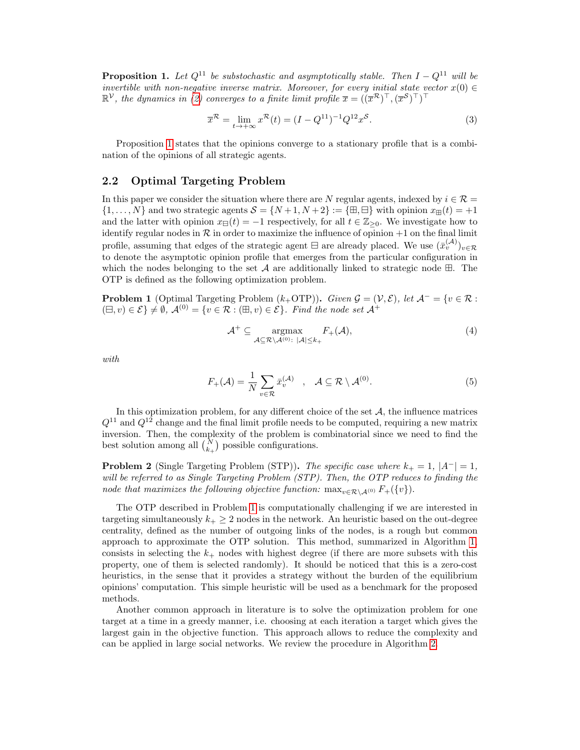**Proposition 1.** *Let $Q^{11}$ be substochastic and asymptotically stable. Then $I - Q^{11}$ will be invertible with non-negative inverse matrix. Moreover, for every initial state vector $x(0) \in \mathbb{R}^{\mathcal{V}}$, the dynamics in (2) converges to a finite limit profile $\overline{x} = ((\overline{x}^{\mathcal{R}})^\top, (\overline{x}^{\mathcal{S}})^\top)^\top$*

$$\overline{x}^{\mathcal{R}} = \lim_{t \to +\infty} x^{\mathcal{R}}(t) = (I - Q^{11})^{-1} Q^{12} x^{\mathcal{S}}. \tag{3}$$

Proposition 1 states that the opinions converge to a stationary profile that is a combination of the opinions of all strategic agents.

## 2.2 Optimal Targeting Problem

In this paper we consider the situation where there are $N$ regular agents, indexed by $i \in \mathcal{R} = \{1, \ldots, N\}$ and two strategic agents $\mathcal{S} = \{N+1, N+2\} := \{\boxplus, \boxminus\}$ with opinion $x_{\boxplus}(t) = +1$ and the latter with opinion $x_{\boxminus}(t) = -1$ respectively, for all $t \in \mathbb{Z}_{\geq 0}$. We investigate how to identify regular nodes in $\mathcal{R}$ in order to maximize the influence of opinion $+1$ on the final limit profile, assuming that edges of the strategic agent $\boxminus$ are already placed. We use $(\bar{x}_v^{(\mathcal{A})})_{v \in \mathcal{R}}$ to denote the asymptotic opinion profile that emerges from the particular configuration in which the nodes belonging to the set $\mathcal{A}$ are additionally linked to strategic node $\boxplus$. The OTP is defined as the following optimization problem.

**Problem 1** (Optimal Targeting Problem ($k_+$OTP))**.** *Given $\mathcal{G} = (\mathcal{V}, \mathcal{E})$, let $\mathcal{A}^- = \{v \in \mathcal{R} : (\boxminus, v) \in \mathcal{E}\} \neq \emptyset$, $\mathcal{A}^{(0)} = \{v \in \mathcal{R} : (\boxplus, v) \in \mathcal{E}\}$. Find the node set $\mathcal{A}^+$*

$$\mathcal{A}^+ \subseteq \underset{\mathcal{A} \subseteq \mathcal{R} \setminus \mathcal{A}^{(0)}:\ |\mathcal{A}| \leq k_+}{\operatorname{argmax}} F_+(\mathcal{A}), \tag{4}$$

*with*

$$F_+(\mathcal{A}) = \frac{1}{N} \sum_{v \in \mathcal{R}} \bar{x}_v^{(\mathcal{A})} \quad , \quad \mathcal{A} \subseteq \mathcal{R} \setminus \mathcal{A}^{(0)}. \tag{5}$$

In this optimization problem, for any different choice of the set $\mathcal{A}$, the influence matrices $Q^{11}$ and $Q^{12}$ change and the final limit profile needs to be computed, requiring a new matrix inversion. Then, the complexity of the problem is combinatorial since we need to find the best solution among all $\binom{N}{k_+}$ possible configurations.

**Problem 2** (Single Targeting Problem (STP))**.** *The specific case where $k_+ = 1$, $|A^-| = 1$, will be referred to as Single Targeting Problem (STP). Then, the OTP reduces to finding the node that maximizes the following objective function: $\max_{v \in \mathcal{R} \setminus \mathcal{A}^{(0)}} F_+(\{v\})$.*

The OTP described in Problem 1 is computationally challenging if we are interested in targeting simultaneously $k_+ \geq 2$ nodes in the network. An heuristic based on the out-degree centrality, defined as the number of outgoing links of the nodes, is a rough but common approach to approximate the OTP solution. This method, summarized in Algorithm 1, consists in selecting the $k_+$ nodes with highest degree (if there are more subsets with this property, one of them is selected randomly). It should be noticed that this is a zero-cost heuristics, in the sense that it provides a strategy without the burden of the equilibrium opinions' computation. This simple heuristic will be used as a benchmark for the proposed methods.

Another common approach in literature is to solve the optimization problem for one target at a time in a greedy manner, i.e. choosing at each iteration a target which gives the largest gain in the objective function. This approach allows to reduce the complexity and can be applied in large social networks. We review the procedure in Algorithm 2.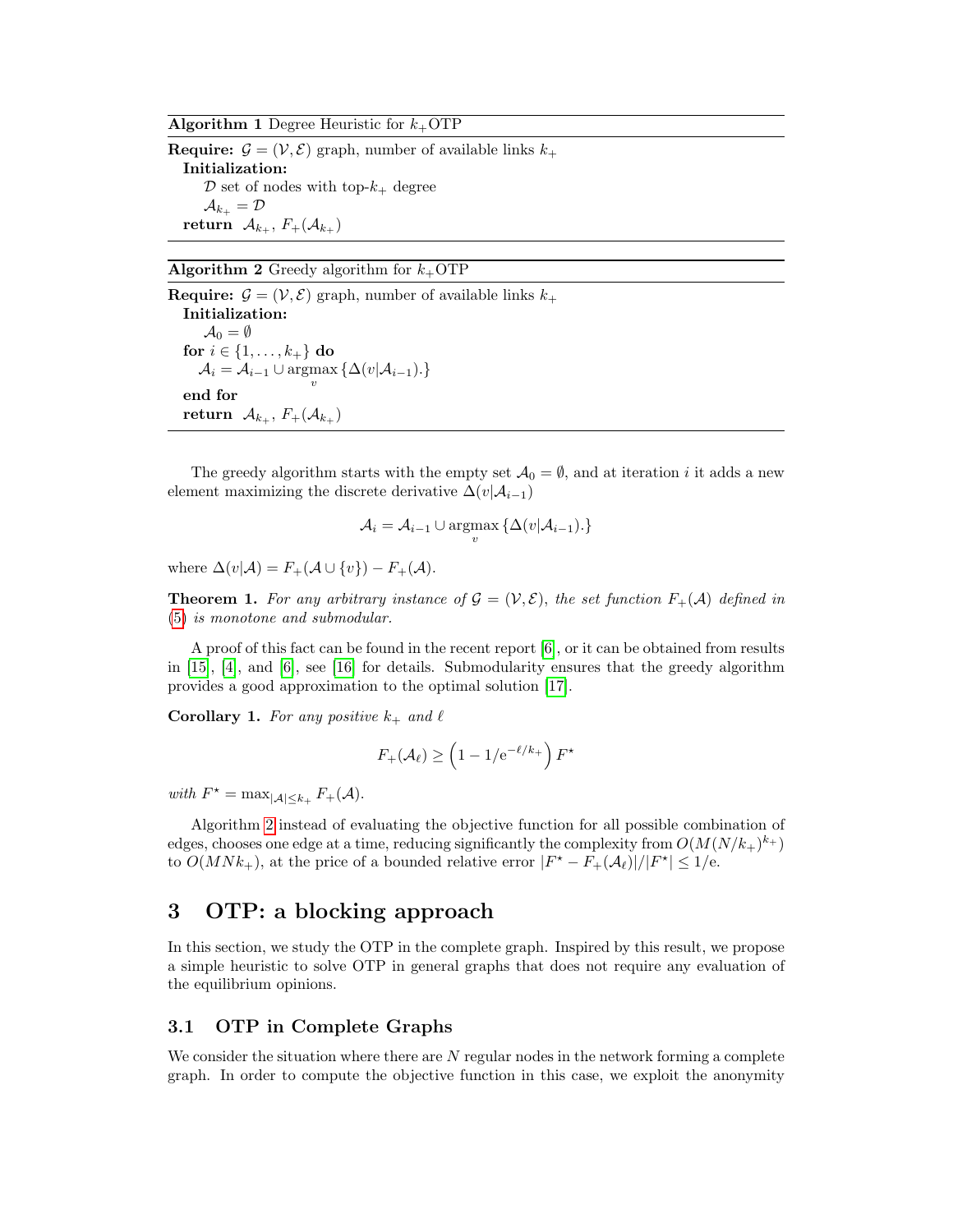**Algorithm 1** Degree Heuristic for $k_+$OTP

**Require:** $\mathcal{G} = (\mathcal{V}, \mathcal{E})$ graph, number of available links $k_+$
  **Initialization:**
    $\mathcal{D}$ set of nodes with top-$k_+$ degree
    $\mathcal{A}_{k_+} = \mathcal{D}$
  **return** $\mathcal{A}_{k_+}$, $F_+(\mathcal{A}_{k_+})$

**Algorithm 2** Greedy algorithm for $k_+$OTP

**Require:** $\mathcal{G} = (\mathcal{V}, \mathcal{E})$ graph, number of available links $k_+$
  **Initialization:**
    $\mathcal{A}_0 = \emptyset$
  **for** $i \in \{1, \dots, k_+\}$ **do**
    $\mathcal{A}_i = \mathcal{A}_{i-1} \cup \underset{v}{\operatorname{argmax}} \{\Delta(v|\mathcal{A}_{i-1}).\}$
  **end for**
  **return** $\mathcal{A}_{k_+}$, $F_+(\mathcal{A}_{k_+})$

The greedy algorithm starts with the empty set $\mathcal{A}_0 = \emptyset$, and at iteration $i$ it adds a new element maximizing the discrete derivative $\Delta(v|\mathcal{A}_{i-1})$

$$\mathcal{A}_i = \mathcal{A}_{i-1} \cup \underset{v}{\operatorname{argmax}} \{\Delta(v|\mathcal{A}_{i-1}).\}$$

where $\Delta(v|\mathcal{A}) = F_+(\mathcal{A} \cup \{v\}) - F_+(\mathcal{A})$.

**Theorem 1.** *For any arbitrary instance of $\mathcal{G} = (\mathcal{V}, \mathcal{E})$, the set function $F_+(\mathcal{A})$ defined in (5) is monotone and submodular.*

A proof of this fact can be found in the recent report [6], or it can be obtained from results in [15], [4], and [6], see [16] for details. Submodularity ensures that the greedy algorithm provides a good approximation to the optimal solution [17].

**Corollary 1.** *For any positive $k_+$ and $\ell$*

$$F_+(\mathcal{A}_\ell) \geq \left(1 - 1/\mathrm{e}^{-\ell/k_+}\right) F^\star$$

*with* $F^\star = \max_{|\mathcal{A}| \leq k_+} F_+(\mathcal{A})$.

Algorithm 2 instead of evaluating the objective function for all possible combination of edges, chooses one edge at a time, reducing significantly the complexity from $O(M(N/k_+)^{k_+})$ to $O(MNk_+)$, at the price of a bounded relative error $|F^\star - F_+(\mathcal{A}_\ell)|/|F^\star| \leq 1/\mathrm{e}$.

# 3 OTP: a blocking approach

In this section, we study the OTP in the complete graph. Inspired by this result, we propose a simple heuristic to solve OTP in general graphs that does not require any evaluation of the equilibrium opinions.

## 3.1 OTP in Complete Graphs

We consider the situation where there are $N$ regular nodes in the network forming a complete graph. In order to compute the objective function in this case, we exploit the anonymity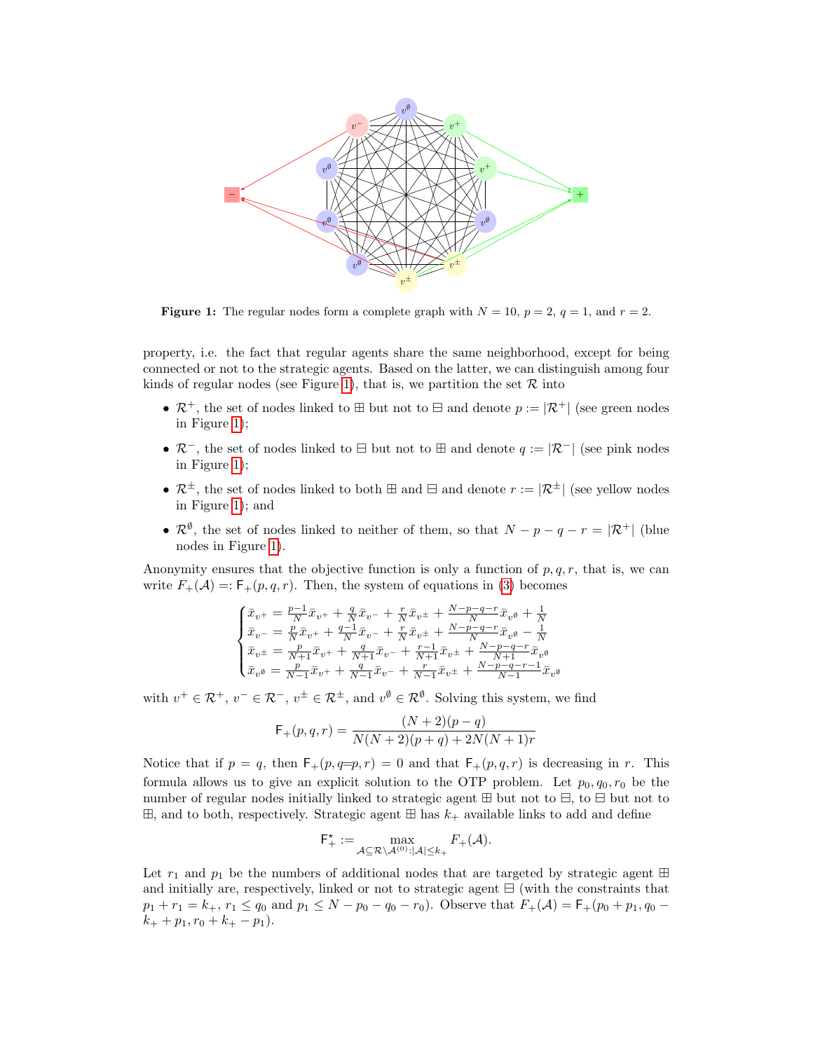**Figure 1:** The regular nodes form a complete graph with $N = 10$, $p = 2$, $q = 1$, and $r = 2$.

property, i.e. the fact that regular agents share the same neighborhood, except for being connected or not to the strategic agents. Based on the latter, we can distinguish among four kinds of regular nodes (see Figure 1), that is, we partition the set $\mathcal{R}$ into

- $\mathcal{R}^+$, the set of nodes linked to $\boxplus$ but not to $\boxminus$ and denote $p := |\mathcal{R}^+|$ (see green nodes in Figure 1);
- $\mathcal{R}^-$, the set of nodes linked to $\boxminus$ but not to $\boxplus$ and denote $q := |\mathcal{R}^-|$ (see pink nodes in Figure 1);
- $\mathcal{R}^\pm$, the set of nodes linked to both $\boxplus$ and $\boxminus$ and denote $r := |\mathcal{R}^\pm|$ (see yellow nodes in Figure 1); and
- $\mathcal{R}^\emptyset$, the set of nodes linked to neither of them, so that $N - p - q - r = |\mathcal{R}^+|$ (blue nodes in Figure 1).

Anonymity ensures that the objective function is only a function of $p, q, r$, that is, we can write $F_+(\mathcal{A}) =: \mathsf{F}_+(p, q, r)$. Then, the system of equations in (3) becomes

$$
\begin{cases}
\bar{x}_{v^+} = \frac{p-1}{N}\bar{x}_{v^+} + \frac{q}{N}\bar{x}_{v^-} + \frac{r}{N}\bar{x}_{v^\pm} + \frac{N-p-q-r}{N}\bar{x}_{v^\emptyset} + \frac{1}{N} \\
\bar{x}_{v^-} = \frac{p}{N}\bar{x}_{v^+} + \frac{q-1}{N}\bar{x}_{v^-} + \frac{r}{N}\bar{x}_{v^\pm} + \frac{N-p-q-r}{N}\bar{x}_{v^\emptyset} - \frac{1}{N} \\
\bar{x}_{v^\pm} = \frac{p}{N+1}\bar{x}_{v^+} + \frac{q}{N+1}\bar{x}_{v^-} + \frac{r-1}{N+1}\bar{x}_{v^\pm} + \frac{N-p-q-r}{N+1}\bar{x}_{v^\emptyset} \\
\bar{x}_{v^\emptyset} = \frac{p}{N-1}\bar{x}_{v^+} + \frac{q}{N-1}\bar{x}_{v^-} + \frac{r}{N-1}\bar{x}_{v^\pm} + \frac{N-p-q-r-1}{N-1}\bar{x}_{v^\emptyset}
\end{cases}
$$

with $v^+ \in \mathcal{R}^+$, $v^- \in \mathcal{R}^-$, $v^\pm \in \mathcal{R}^\pm$, and $v^\emptyset \in \mathcal{R}^\emptyset$. Solving this system, we find

$$
\mathsf{F}_+(p, q, r) = \frac{(N+2)(p-q)}{N(N+2)(p+q) + 2N(N+1)r}
$$

Notice that if $p = q$, then $\mathsf{F}_+(p, q{=}p, r) = 0$ and that $\mathsf{F}_+(p, q, r)$ is decreasing in $r$. This formula allows us to give an explicit solution to the OTP problem. Let $p_0, q_0, r_0$ be the number of regular nodes initially linked to strategic agent $\boxplus$ but not to $\boxminus$, to $\boxminus$ but not to $\boxplus$, and to both, respectively. Strategic agent $\boxplus$ has $k_+$ available links to add and define

$$
\mathsf{F}_+^\star := \max_{\mathcal{A} \subseteq \mathcal{R} \setminus \mathcal{A}^{(0)} : |\mathcal{A}| \le k_+} F_+(\mathcal{A}).
$$

Let $r_1$ and $p_1$ be the numbers of additional nodes that are targeted by strategic agent $\boxplus$ and initially are, respectively, linked or not to strategic agent $\boxminus$ (with the constraints that $p_1 + r_1 = k_+$, $r_1 \le q_0$ and $p_1 \le N - p_0 - q_0 - r_0$). Observe that $F_+(\mathcal{A}) = \mathsf{F}_+(p_0 + p_1, q_0 - k_+ + p_1, r_0 + k_+ - p_1)$.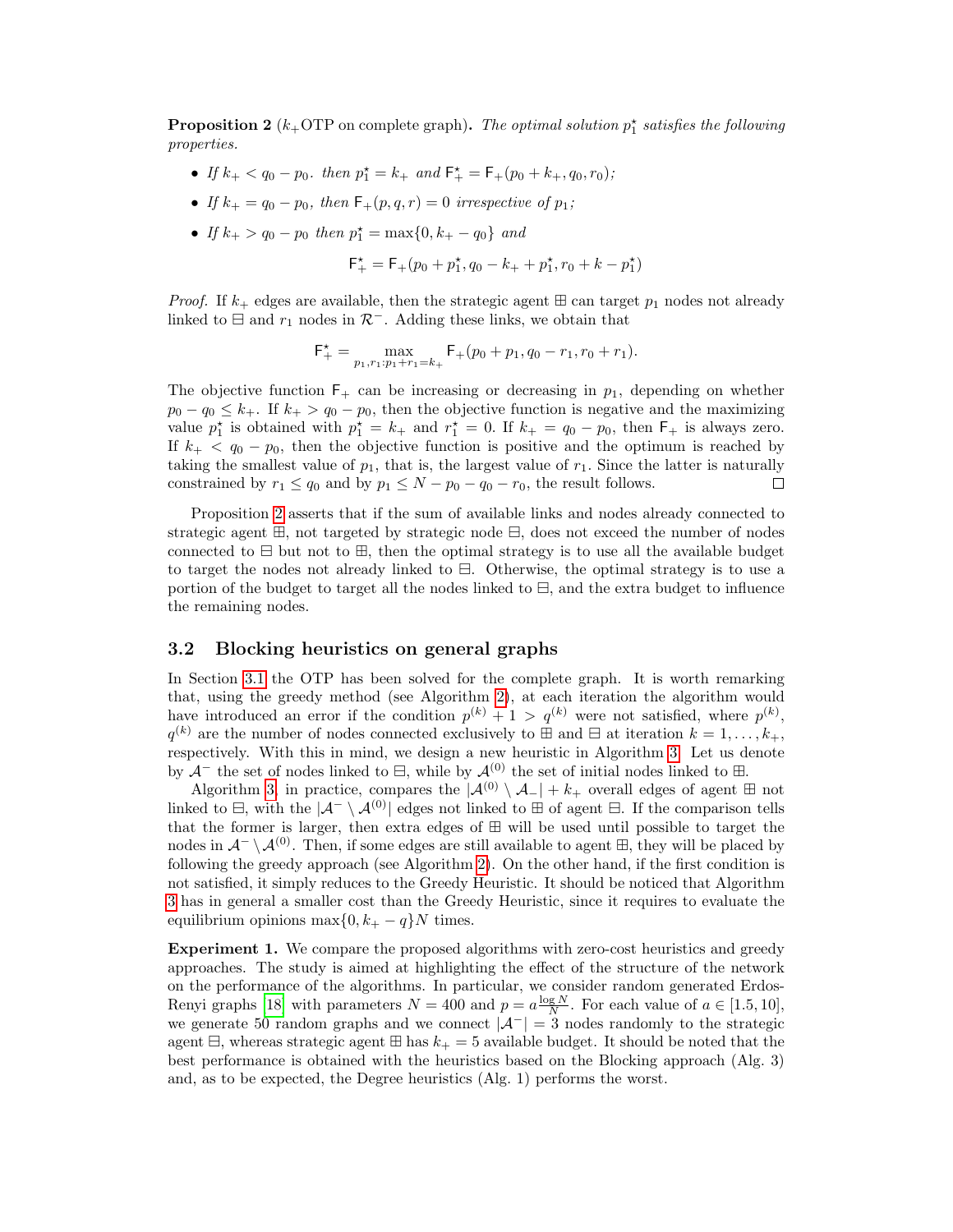**Proposition 2** ($k_+$OTP on complete graph). *The optimal solution $p_1^\star$ satisfies the following properties.*

- *If $k_+ < q_0 - p_0$. then $p_1^\star = k_+$ and $\mathsf{F}_+^\star = \mathsf{F}_+(p_0 + k_+, q_0, r_0)$;*
- *If $k_+ = q_0 - p_0$, then $\mathsf{F}_+(p, q, r) = 0$ irrespective of $p_1$;*
- *If $k_+ > q_0 - p_0$ then $p_1^\star = \max\{0, k_+ - q_0\}$ and*

$$\mathsf{F}_+^\star = \mathsf{F}_+(p_0 + p_1^\star, q_0 - k_+ + p_1^\star, r_0 + k - p_1^\star)$$

*Proof.* If $k_+$ edges are available, then the strategic agent ⊞ can target $p_1$ nodes not already linked to ⊟ and $r_1$ nodes in $\mathcal{R}^-$. Adding these links, we obtain that

$$\mathsf{F}_+^\star = \max_{p_1, r_1 : p_1 + r_1 = k_+} \mathsf{F}_+(p_0 + p_1, q_0 - r_1, r_0 + r_1).$$

The objective function $\mathsf{F}_+$ can be increasing or decreasing in $p_1$, depending on whether $p_0 - q_0 \leq k_+$. If $k_+ > q_0 - p_0$, then the objective function is negative and the maximizing value $p_1^\star$ is obtained with $p_1^\star = k_+$ and $r_1^\star = 0$. If $k_+ = q_0 - p_0$, then $\mathsf{F}_+$ is always zero. If $k_+ < q_0 - p_0$, then the objective function is positive and the optimum is reached by taking the smallest value of $p_1$, that is, the largest value of $r_1$. Since the latter is naturally constrained by $r_1 \leq q_0$ and by $p_1 \leq N - p_0 - q_0 - r_0$, the result follows. □

Proposition 2 asserts that if the sum of available links and nodes already connected to strategic agent ⊞, not targeted by strategic node ⊟, does not exceed the number of nodes connected to ⊟ but not to ⊞, then the optimal strategy is to use all the available budget to target the nodes not already linked to ⊟. Otherwise, the optimal strategy is to use a portion of the budget to target all the nodes linked to ⊟, and the extra budget to influence the remaining nodes.

### 3.2 Blocking heuristics on general graphs

In Section 3.1 the OTP has been solved for the complete graph. It is worth remarking that, using the greedy method (see Algorithm 2), at each iteration the algorithm would have introduced an error if the condition $p^{(k)} + 1 > q^{(k)}$ were not satisfied, where $p^{(k)}$, $q^{(k)}$ are the number of nodes connected exclusively to ⊞ and ⊟ at iteration $k = 1, \ldots, k_+$, respectively. With this in mind, we design a new heuristic in Algorithm 3. Let us denote by $\mathcal{A}^-$ the set of nodes linked to ⊟, while by $\mathcal{A}^{(0)}$ the set of initial nodes linked to ⊞.

Algorithm 3, in practice, compares the $|\mathcal{A}^{(0)} \setminus \mathcal{A}_-| + k_+$ overall edges of agent ⊞ not linked to ⊟, with the $|\mathcal{A}^- \setminus \mathcal{A}^{(0)}|$ edges not linked to ⊞ of agent ⊟. If the comparison tells that the former is larger, then extra edges of ⊞ will be used until possible to target the nodes in $\mathcal{A}^- \setminus \mathcal{A}^{(0)}$. Then, if some edges are still available to agent ⊞, they will be placed by following the greedy approach (see Algorithm 2). On the other hand, if the first condition is not satisfied, it simply reduces to the Greedy Heuristic. It should be noticed that Algorithm 3 has in general a smaller cost than the Greedy Heuristic, since it requires to evaluate the equilibrium opinions $\max\{0, k_+ - q\}N$ times.

**Experiment 1.** We compare the proposed algorithms with zero-cost heuristics and greedy approaches. The study is aimed at highlighting the effect of the structure of the network on the performance of the algorithms. In particular, we consider random generated Erdos-Renyi graphs [18] with parameters $N = 400$ and $p = a\frac{\log N}{N}$. For each value of $a \in [1.5, 10]$, we generate 50 random graphs and we connect $|\mathcal{A}^-| = 3$ nodes randomly to the strategic agent ⊟, whereas strategic agent ⊞ has $k_+ = 5$ available budget. It should be noted that the best performance is obtained with the heuristics based on the Blocking approach (Alg. 3) and, as to be expected, the Degree heuristics (Alg. 1) performs the worst.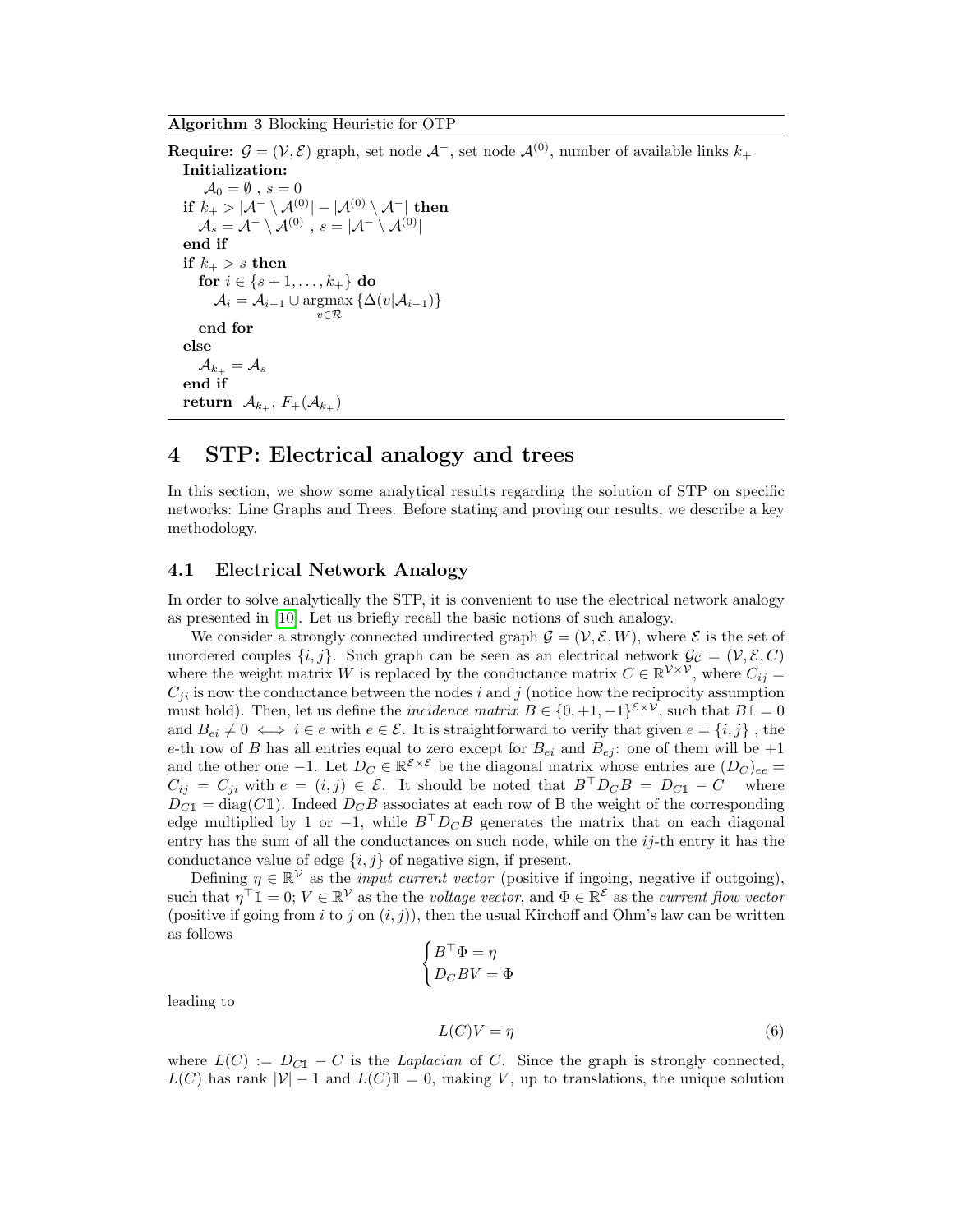**Algorithm 3** Blocking Heuristic for OTP

**Require:** $\mathcal{G} = (\mathcal{V}, \mathcal{E})$ graph, set node $\mathcal{A}^-$, set node $\mathcal{A}^{(0)}$, number of available links $k_+$

```
Initialization:
    A_0 = ∅ , s = 0
if k_+ > |A^- \ A^(0)| − |A^(0) \ A^-| then
    A_s = A^- \ A^(0) , s = |A^- \ A^(0)|
end if
if k_+ > s then
    for i ∈ {s+1, ..., k_+} do
        A_i = A_{i−1} ∪ argmax_{v∈R} {Δ(v|A_{i−1})}
    end for
else
    A_{k_+} = A_s
end if
return A_{k_+}, F_+(A_{k_+})
```

# 4 STP: Electrical analogy and trees

In this section, we show some analytical results regarding the solution of STP on specific networks: Line Graphs and Trees. Before stating and proving our results, we describe a key methodology.

## 4.1 Electrical Network Analogy

In order to solve analytically the STP, it is convenient to use the electrical network analogy as presented in [10]. Let us briefly recall the basic notions of such analogy.

We consider a strongly connected undirected graph $\mathcal{G} = (\mathcal{V}, \mathcal{E}, W)$, where $\mathcal{E}$ is the set of unordered couples $\{i, j\}$. Such graph can be seen as an electrical network $\mathcal{G}_{\mathcal{C}} = (\mathcal{V}, \mathcal{E}, C)$ where the weight matrix $W$ is replaced by the conductance matrix $C \in \mathbb{R}^{\mathcal{V} \times \mathcal{V}}$, where $C_{ij} = C_{ji}$ is now the conductance between the nodes $i$ and $j$ (notice how the reciprocity assumption must hold). Then, let us define the *incidence matrix* $B \in \{0, +1, -1\}^{\mathcal{E} \times \mathcal{V}}$, such that $B\mathbb{1} = 0$ and $B_{ei} \neq 0 \iff i \in e$ with $e \in \mathcal{E}$. It is straightforward to verify that given $e = \{i, j\}$ , the $e$-th row of $B$ has all entries equal to zero except for $B_{ei}$ and $B_{ej}$: one of them will be $+1$ and the other one $-1$. Let $D_C \in \mathbb{R}^{\mathcal{E} \times \mathcal{E}}$ be the diagonal matrix whose entries are $(D_C)_{ee} = C_{ij} = C_{ji}$ with $e = (i, j) \in \mathcal{E}$. It should be noted that $B^\top D_C B = D_{C\mathbb{1}} - C$ where $D_{C\mathbb{1}} = \text{diag}(C\mathbb{1})$. Indeed $D_C B$ associates at each row of B the weight of the corresponding edge multiplied by 1 or $-1$, while $B^\top D_C B$ generates the matrix that on each diagonal entry has the sum of all the conductances on such node, while on the $ij$-th entry it has the conductance value of edge $\{i, j\}$ of negative sign, if present.

Defining $\eta \in \mathbb{R}^{\mathcal{V}}$ as the *input current vector* (positive if ingoing, negative if outgoing), such that $\eta^\top \mathbb{1} = 0$; $V \in \mathbb{R}^{\mathcal{V}}$ as the the *voltage vector*, and $\Phi \in \mathbb{R}^{\mathcal{E}}$ as the *current flow vector* (positive if going from $i$ to $j$ on $(i, j)$), then the usual Kirchoff and Ohm's law can be written as follows

$$
\begin{cases} B^\top \Phi = \eta \\ D_C B V = \Phi \end{cases}
$$

leading to

$$
L(C)V = \eta \tag{6}
$$

where $L(C) := D_{C\mathbb{1}} - C$ is the *Laplacian* of $C$. Since the graph is strongly connected, $L(C)$ has rank $|\mathcal{V}| - 1$ and $L(C)\mathbb{1} = 0$, making $V$, up to translations, the unique solution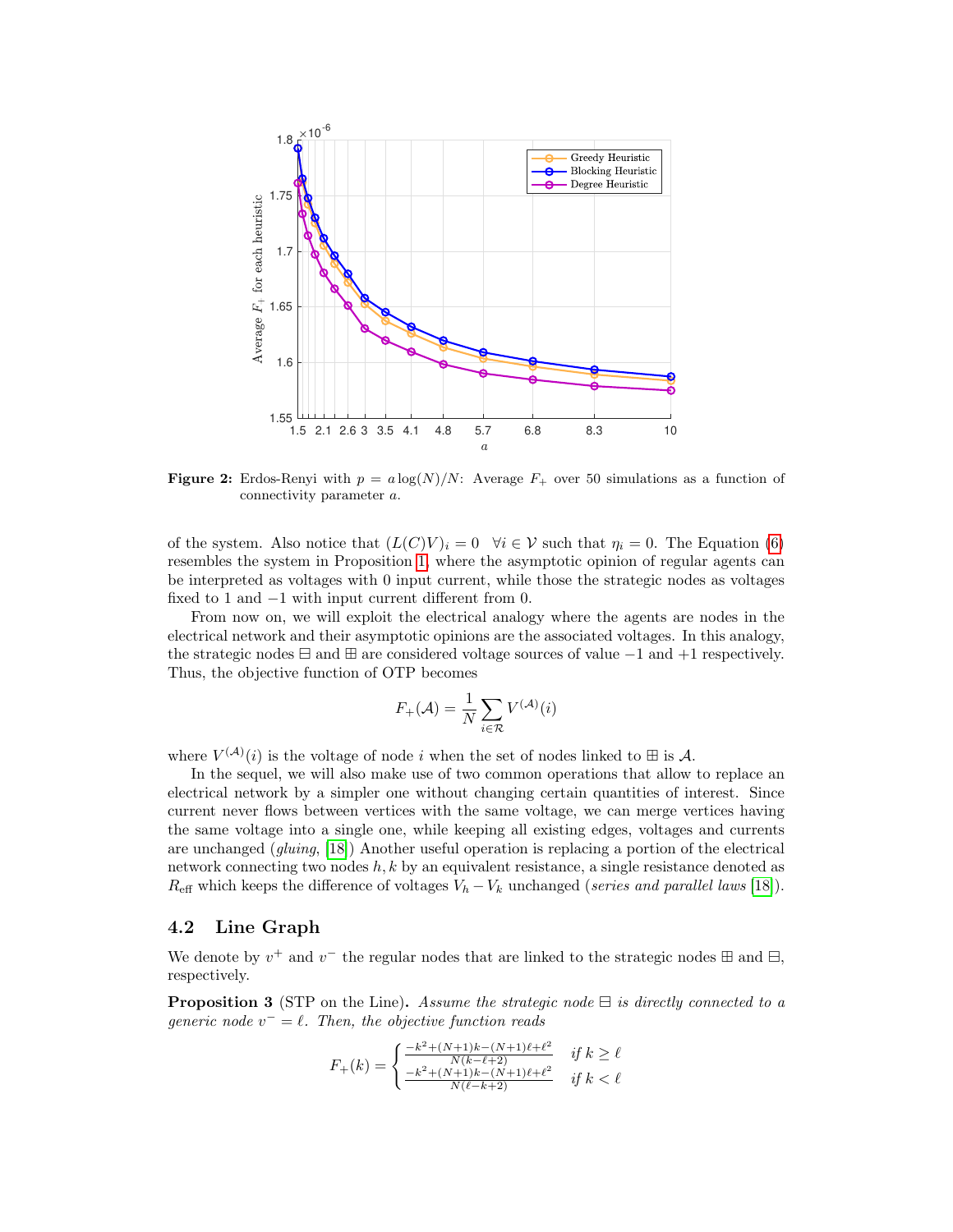**Figure 2:** Erdos-Renyi with $p = a \log(N)/N$: Average $F_+$ over 50 simulations as a function of connectivity parameter $a$.

of the system. Also notice that $(L(C)V)_i = 0 \quad \forall i \in \mathcal{V}$ such that $\eta_i = 0$. The Equation (6) resembles the system in Proposition 1, where the asymptotic opinion of regular agents can be interpreted as voltages with 0 input current, while those the strategic nodes as voltages fixed to 1 and $-1$ with input current different from 0.

From now on, we will exploit the electrical analogy where the agents are nodes in the electrical network and their asymptotic opinions are the associated voltages. In this analogy, the strategic nodes $\boxminus$ and $\boxplus$ are considered voltage sources of value $-1$ and $+1$ respectively. Thus, the objective function of OTP becomes

$$F_+(\mathcal{A}) = \frac{1}{N} \sum_{i \in \mathcal{R}} V^{(\mathcal{A})}(i)$$

where $V^{(\mathcal{A})}(i)$ is the voltage of node $i$ when the set of nodes linked to $\boxplus$ is $\mathcal{A}$.

In the sequel, we will also make use of two common operations that allow to replace an electrical network by a simpler one without changing certain quantities of interest. Since current never flows between vertices with the same voltage, we can merge vertices having the same voltage into a single one, while keeping all existing edges, voltages and currents are unchanged (*gluing*, [18]) Another useful operation is replacing a portion of the electrical network connecting two nodes $h, k$ by an equivalent resistance, a single resistance denoted as $R_{\text{eff}}$ which keeps the difference of voltages $V_h - V_k$ unchanged (*series and parallel laws* [18]).

## 4.2 Line Graph

We denote by $v^+$ and $v^-$ the regular nodes that are linked to the strategic nodes $\boxplus$ and $\boxminus$, respectively.

**Proposition 3** (STP on the Line)**.** *Assume the strategic node $\boxminus$ is directly connected to a generic node $v^- = \ell$. Then, the objective function reads*

$$F_+(k) = \begin{cases} \frac{-k^2+(N+1)k-(N+1)\ell+\ell^2}{N(k-\ell+2)} & \text{if } k \geq \ell \\ \frac{-k^2+(N+1)k-(N+1)\ell+\ell^2}{N(\ell-k+2)} & \text{if } k < \ell \end{cases}$$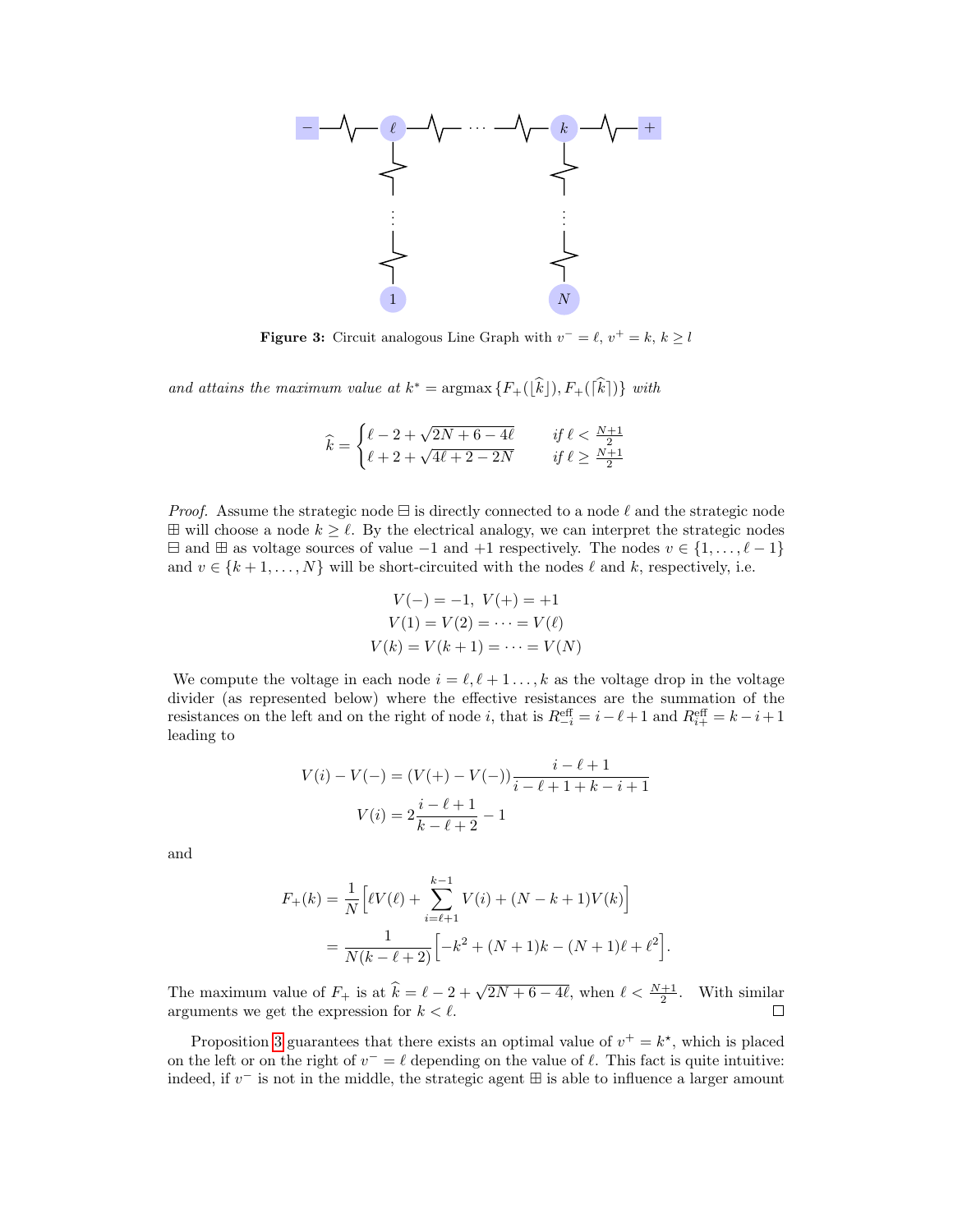Figure 3: Circuit analogous Line Graph with $v^- = \ell$, $v^+ = k$, $k \geq l$

*and attains the maximum value at* $k^* = \operatorname{argmax}\{F_+(\lfloor \widehat{k} \rfloor), F_+(\lceil \widehat{k} \rceil)\}$ *with*

$$\widehat{k} = \begin{cases} \ell - 2 + \sqrt{2N + 6 - 4\ell} & \text{if } \ell < \frac{N+1}{2} \\ \ell + 2 + \sqrt{4\ell + 2 - 2N} & \text{if } \ell \geq \frac{N+1}{2} \end{cases}$$

*Proof.* Assume the strategic node ⊟ is directly connected to a node $\ell$ and the strategic node ⊞ will choose a node $k \geq \ell$. By the electrical analogy, we can interpret the strategic nodes ⊟ and ⊞ as voltage sources of value $-1$ and $+1$ respectively. The nodes $v \in \{1, \dots, \ell - 1\}$ and $v \in \{k+1, \dots, N\}$ will be short-circuited with the nodes $\ell$ and $k$, respectively, i.e.

$$\begin{gathered} V(-) = -1, \; V(+) = +1 \\ V(1) = V(2) = \cdots = V(\ell) \\ V(k) = V(k+1) = \cdots = V(N) \end{gathered}$$

We compute the voltage in each node $i = \ell, \ell+1 \dots, k$ as the voltage drop in the voltage divider (as represented below) where the effective resistances are the summation of the resistances on the left and on the right of node $i$, that is $R^{\text{eff}}_{-i} = i - \ell + 1$ and $R^{\text{eff}}_{i+} = k - i + 1$ leading to

$$\begin{aligned} V(i) - V(-) &= (V(+) - V(-)) \frac{i - \ell + 1}{i - \ell + 1 + k - i + 1} \\ V(i) &= 2\frac{i - \ell + 1}{k - \ell + 2} - 1 \end{aligned}$$

and

$$\begin{aligned} F_+(k) &= \frac{1}{N}\Big[\ell V(\ell) + \sum_{i=\ell+1}^{k-1} V(i) + (N - k + 1)V(k)\Big] \\ &= \frac{1}{N(k - \ell + 2)}\Big[-k^2 + (N+1)k - (N+1)\ell + \ell^2\Big]. \end{aligned}$$

The maximum value of $F_+$ is at $\widehat{k} = \ell - 2 + \sqrt{2N + 6 - 4\ell}$, when $\ell < \frac{N+1}{2}$. With similar arguments we get the expression for $k < \ell$. □

Proposition 3 guarantees that there exists an optimal value of $v^+ = k^\star$, which is placed on the left or on the right of $v^- = \ell$ depending on the value of $\ell$. This fact is quite intuitive: indeed, if $v^-$ is not in the middle, the strategic agent ⊞ is able to influence a larger amount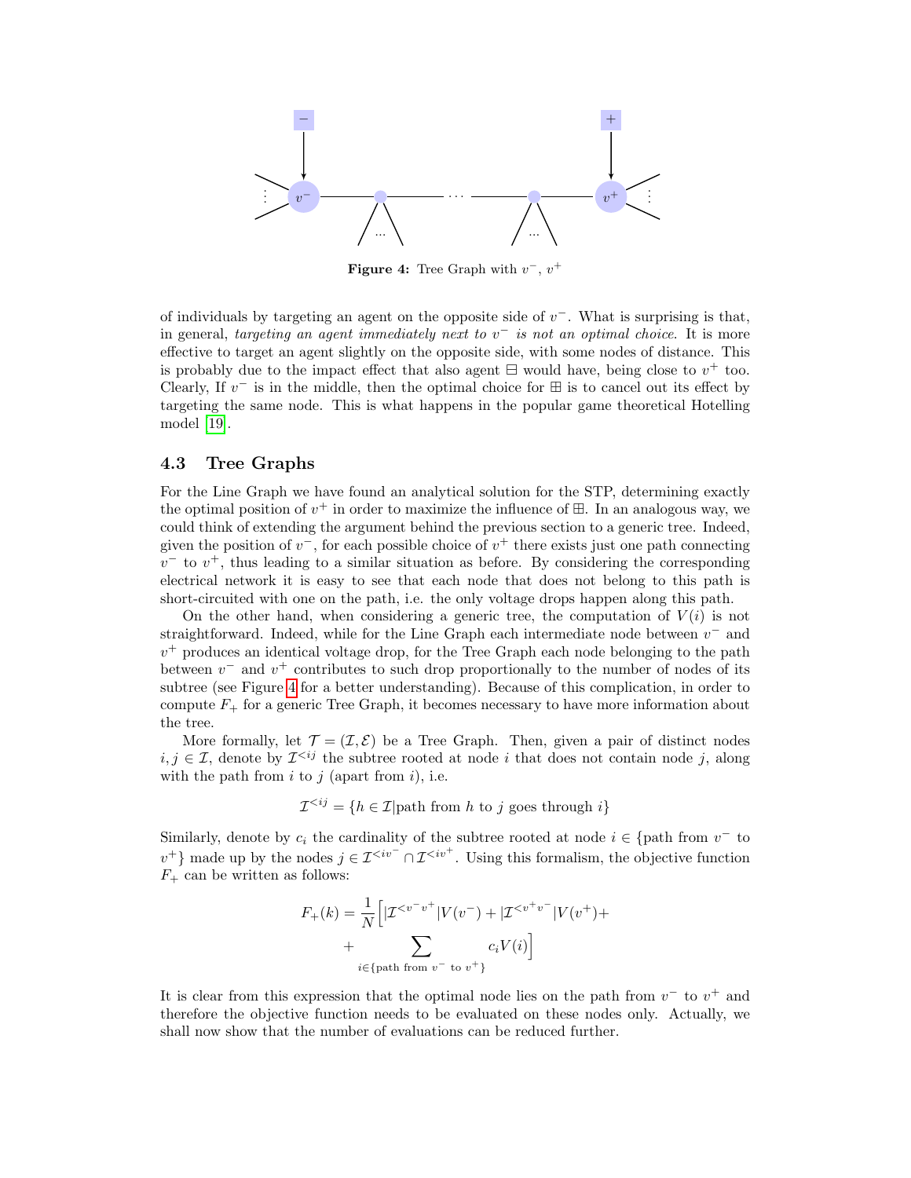Figure 4: Tree Graph with $v^-$, $v^+$

of individuals by targeting an agent on the opposite side of $v^-$. What is surprising is that, in general, *targeting an agent immediately next to $v^-$ is not an optimal choice.* It is more effective to target an agent slightly on the opposite side, with some nodes of distance. This is probably due to the impact effect that also agent $\boxminus$ would have, being close to $v^+$ too. Clearly, If $v^-$ is in the middle, then the optimal choice for $\boxplus$ is to cancel out its effect by targeting the same node. This is what happens in the popular game theoretical Hotelling model [19].

## 4.3 Tree Graphs

For the Line Graph we have found an analytical solution for the STP, determining exactly the optimal position of $v^+$ in order to maximize the influence of $\boxplus$. In an analogous way, we could think of extending the argument behind the previous section to a generic tree. Indeed, given the position of $v^-$, for each possible choice of $v^+$ there exists just one path connecting $v^-$ to $v^+$, thus leading to a similar situation as before. By considering the corresponding electrical network it is easy to see that each node that does not belong to this path is short-circuited with one on the path, i.e. the only voltage drops happen along this path.

On the other hand, when considering a generic tree, the computation of $V(i)$ is not straightforward. Indeed, while for the Line Graph each intermediate node between $v^-$ and $v^+$ produces an identical voltage drop, for the Tree Graph each node belonging to the path between $v^-$ and $v^+$ contributes to such drop proportionally to the number of nodes of its subtree (see Figure 4 for a better understanding). Because of this complication, in order to compute $F_+$ for a generic Tree Graph, it becomes necessary to have more information about the tree.

More formally, let $\mathcal{T} = (\mathcal{I}, \mathcal{E})$ be a Tree Graph. Then, given a pair of distinct nodes $i, j \in \mathcal{I}$, denote by $\mathcal{I}^{<ij}$ the subtree rooted at node $i$ that does not contain node $j$, along with the path from $i$ to $j$ (apart from $i$), i.e.

$$\mathcal{I}^{<ij} = \{h \in \mathcal{I} | \text{path from } h \text{ to } j \text{ goes through } i\}$$

Similarly, denote by $c_i$ the cardinality of the subtree rooted at node $i \in \{\text{path from } v^- \text{ to } v^+\}$ made up by the nodes $j \in \mathcal{I}^{<iv^-} \cap \mathcal{I}^{<iv^+}$. Using this formalism, the objective function $F_+$ can be written as follows:

$$F_+(k) = \frac{1}{N}\Big[|\mathcal{I}^{<v^-v^+}|V(v^-) + |\mathcal{I}^{<v^+v^-}|V(v^+) + \\ + \sum_{i \in \{\text{path from } v^- \text{ to } v^+\}} c_i V(i)\Big]$$

It is clear from this expression that the optimal node lies on the path from $v^-$ to $v^+$ and therefore the objective function needs to be evaluated on these nodes only. Actually, we shall now show that the number of evaluations can be reduced further.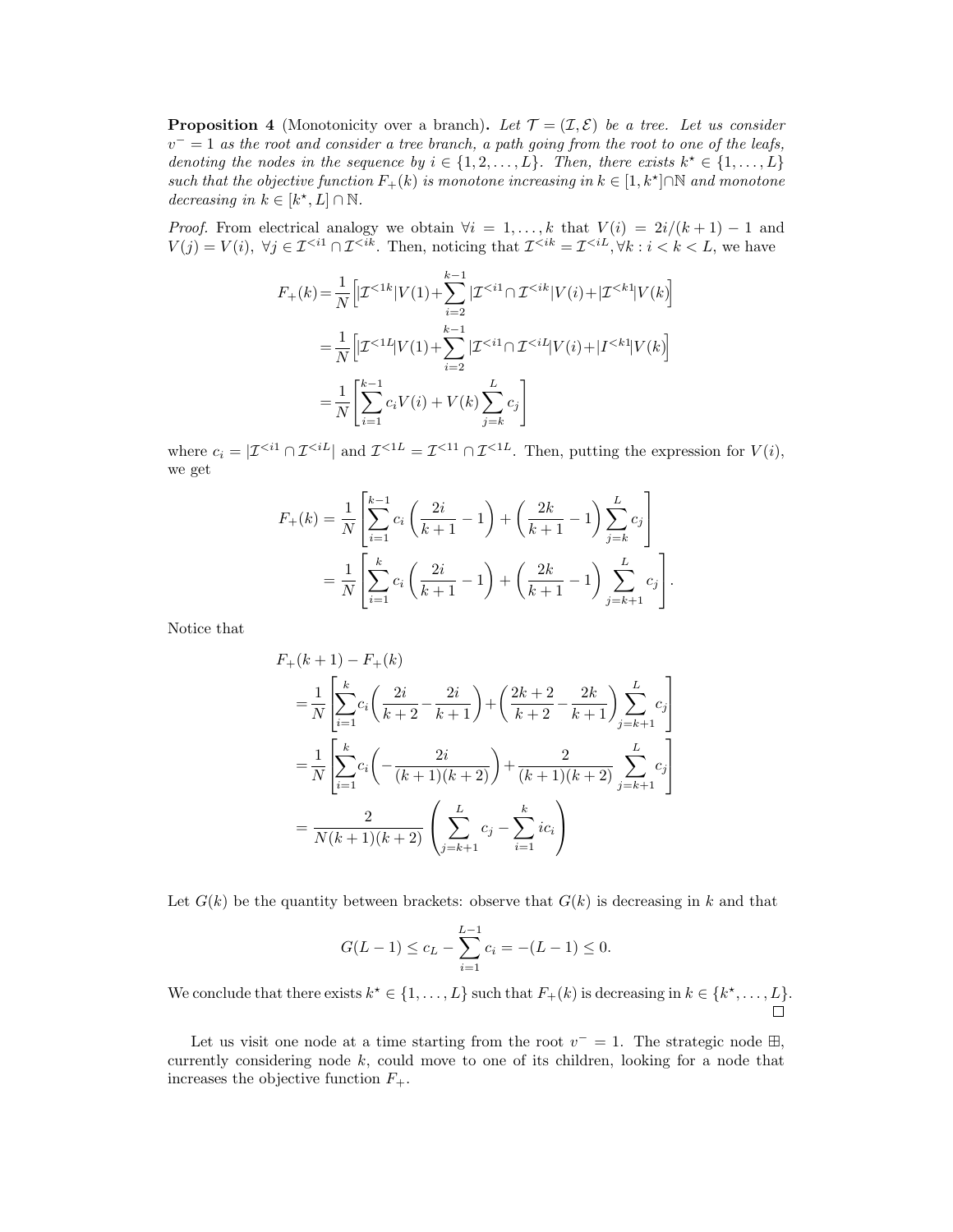**Proposition 4** (Monotonicity over a branch)**.** *Let $\mathcal{T} = (\mathcal{I}, \mathcal{E})$ be a tree. Let us consider $v^- = 1$ as the root and consider a tree branch, a path going from the root to one of the leafs, denoting the nodes in the sequence by $i \in \{1, 2, \ldots, L\}$. Then, there exists $k^\star \in \{1, \ldots, L\}$ such that the objective function $F_+(k)$ is monotone increasing in $k \in [1, k^\star] \cap \mathbb{N}$ and monotone decreasing in $k \in [k^\star, L] \cap \mathbb{N}$.*

*Proof.* From electrical analogy we obtain $\forall i = 1, \ldots, k$ that $V(i) = 2i/(k+1) - 1$ and $V(j) = V(i)$, $\forall j \in \mathcal{I}^{<i1} \cap \mathcal{I}^{<ik}$. Then, noticing that $\mathcal{I}^{<ik} = \mathcal{I}^{<iL}, \forall k : i < k < L$, we have

$$
\begin{aligned}
F_+(k) &= \frac{1}{N}\Big[|\mathcal{I}^{<1k}|V(1) + \sum_{i=2}^{k-1} |\mathcal{I}^{<i1} \cap \mathcal{I}^{<ik}|V(i) + |\mathcal{I}^{<k1}|V(k)\Big] \\
&= \frac{1}{N}\Big[|\mathcal{I}^{<1L}|V(1) + \sum_{i=2}^{k-1} |\mathcal{I}^{<i1} \cap \mathcal{I}^{<iL}|V(i) + |I^{<k1}|V(k)\Big] \\
&= \frac{1}{N}\left[\sum_{i=1}^{k-1} c_i V(i) + V(k)\sum_{j=k}^{L} c_j\right]
\end{aligned}
$$

where $c_i = |\mathcal{I}^{<i1} \cap \mathcal{I}^{<iL}|$ and $\mathcal{I}^{<1L} = \mathcal{I}^{<11} \cap \mathcal{I}^{<1L}$. Then, putting the expression for $V(i)$, we get

$$
\begin{aligned}
F_+(k) &= \frac{1}{N}\left[\sum_{i=1}^{k-1} c_i \left(\frac{2i}{k+1} - 1\right) + \left(\frac{2k}{k+1} - 1\right)\sum_{j=k}^{L} c_j\right] \\
&= \frac{1}{N}\left[\sum_{i=1}^{k} c_i \left(\frac{2i}{k+1} - 1\right) + \left(\frac{2k}{k+1} - 1\right)\sum_{j=k+1}^{L} c_j\right].
\end{aligned}
$$

Notice that

$$
\begin{aligned}
&F_+(k+1) - F_+(k) \\
&= \frac{1}{N}\left[\sum_{i=1}^{k} c_i \left(\frac{2i}{k+2} - \frac{2i}{k+1}\right) + \left(\frac{2k+2}{k+2} - \frac{2k}{k+1}\right)\sum_{j=k+1}^{L} c_j\right] \\
&= \frac{1}{N}\left[\sum_{i=1}^{k} c_i \left(-\frac{2i}{(k+1)(k+2)}\right) + \frac{2}{(k+1)(k+2)}\sum_{j=k+1}^{L} c_j\right] \\
&= \frac{2}{N(k+1)(k+2)}\left(\sum_{j=k+1}^{L} c_j - \sum_{i=1}^{k} i c_i\right)
\end{aligned}
$$

Let $G(k)$ be the quantity between brackets: observe that $G(k)$ is decreasing in $k$ and that

$$
G(L-1) \leq c_L - \sum_{i=1}^{L-1} c_i = -(L-1) \leq 0.
$$

We conclude that there exists $k^\star \in \{1, \ldots, L\}$ such that $F_+(k)$ is decreasing in $k \in \{k^\star, \ldots, L\}$. □

Let us visit one node at a time starting from the root $v^- = 1$. The strategic node ⊞, currently considering node $k$, could move to one of its children, looking for a node that increases the objective function $F_+$.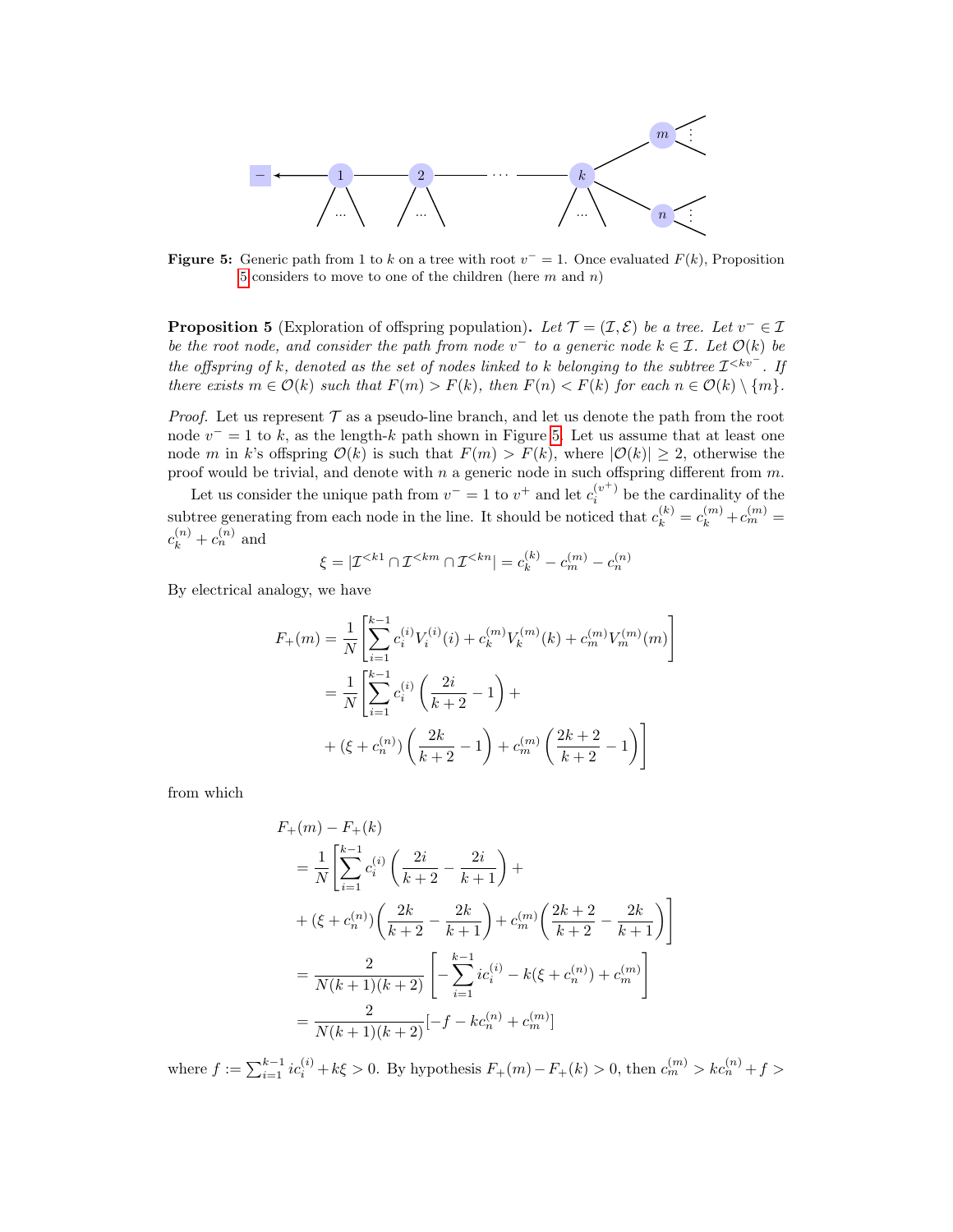**Figure 5:** Generic path from 1 to $k$ on a tree with root $v^- = 1$. Once evaluated $F(k)$, Proposition 5 considers to move to one of the children (here $m$ and $n$)

**Proposition 5** (Exploration of offspring population)**.** *Let $\mathcal{T} = (\mathcal{I}, \mathcal{E})$ be a tree. Let $v^- \in \mathcal{I}$ be the root node, and consider the path from node $v^-$ to a generic node $k \in \mathcal{I}$. Let $\mathcal{O}(k)$ be the offspring of $k$, denoted as the set of nodes linked to $k$ belonging to the subtree $\mathcal{I}^{<kv^-}$. If there exists $m \in \mathcal{O}(k)$ such that $F(m) > F(k)$, then $F(n) < F(k)$ for each $n \in \mathcal{O}(k) \setminus \{m\}$.*

*Proof.* Let us represent $\mathcal{T}$ as a pseudo-line branch, and let us denote the path from the root node $v^- = 1$ to $k$, as the length-$k$ path shown in Figure 5. Let us assume that at least one node $m$ in $k$'s offspring $\mathcal{O}(k)$ is such that $F(m) > F(k)$, where $|\mathcal{O}(k)| \geq 2$, otherwise the proof would be trivial, and denote with $n$ a generic node in such offspring different from $m$.

Let us consider the unique path from $v^- = 1$ to $v^+$ and let $c_i^{(v^+)}$ be the cardinality of the subtree generating from each node in the line. It should be noticed that $c_k^{(k)} = c_k^{(m)} + c_m^{(m)} = c_k^{(n)} + c_n^{(n)}$ and

$$\xi = |\mathcal{I}^{<k1} \cap \mathcal{I}^{<km} \cap \mathcal{I}^{<kn}| = c_k^{(k)} - c_m^{(m)} - c_n^{(n)}$$

By electrical analogy, we have

$$\begin{aligned}
F_+(m) &= \frac{1}{N}\left[\sum_{i=1}^{k-1} c_i^{(i)} V_i^{(i)}(i) + c_k^{(m)} V_k^{(m)}(k) + c_m^{(m)} V_m^{(m)}(m)\right] \\
&= \frac{1}{N}\left[\sum_{i=1}^{k-1} c_i^{(i)}\left(\frac{2i}{k+2} - 1\right) + \right. \\
&\quad \left. + (\xi + c_n^{(n)})\left(\frac{2k}{k+2} - 1\right) + c_m^{(m)}\left(\frac{2k+2}{k+2} - 1\right)\right]
\end{aligned}$$

from which

$$\begin{aligned}
&F_+(m) - F_+(k) \\
&\quad = \frac{1}{N}\left[\sum_{i=1}^{k-1} c_i^{(i)}\left(\frac{2i}{k+2} - \frac{2i}{k+1}\right) + \right. \\
&\quad \left. + (\xi + c_n^{(n)})\left(\frac{2k}{k+2} - \frac{2k}{k+1}\right) + c_m^{(m)}\left(\frac{2k+2}{k+2} - \frac{2k}{k+1}\right)\right] \\
&\quad = \frac{2}{N(k+1)(k+2)}\left[-\sum_{i=1}^{k-1} i c_i^{(i)} - k(\xi + c_n^{(n)}) + c_m^{(m)}\right] \\
&\quad = \frac{2}{N(k+1)(k+2)}[-f - k c_n^{(n)} + c_m^{(m)}]
\end{aligned}$$

where $f := \sum_{i=1}^{k-1} i c_i^{(i)} + k\xi > 0$. By hypothesis $F_+(m) - F_+(k) > 0$, then $c_m^{(m)} > k c_n^{(n)} + f >$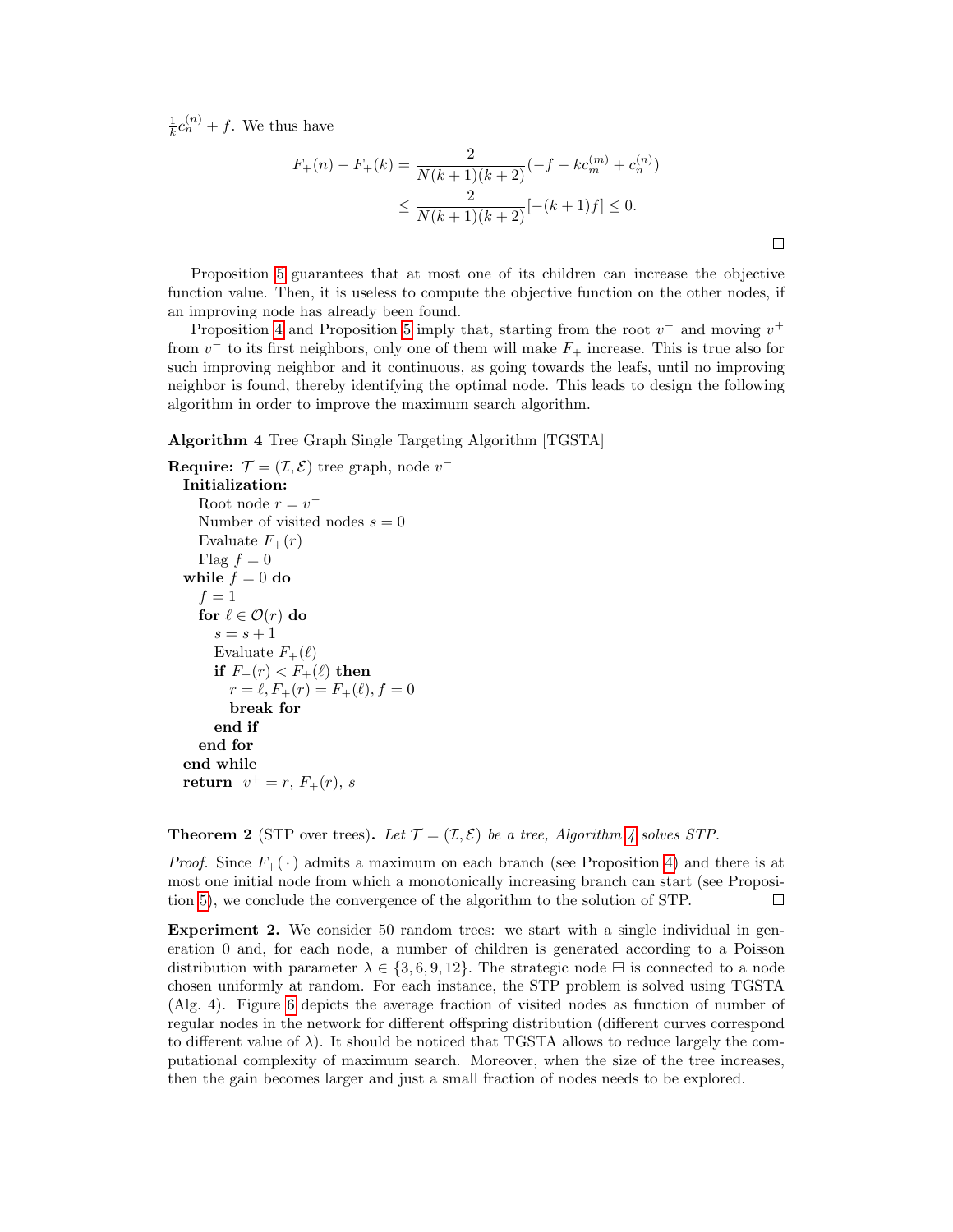$\frac{1}{k}c_n^{(n)} + f$. We thus have

$$
\begin{aligned}
F_+(n) - F_+(k) &= \frac{2}{N(k+1)(k+2)}(-f - kc_m^{(m)} + c_n^{(n)}) \\
&\leq \frac{2}{N(k+1)(k+2)}[-(k+1)f] \leq 0.
\end{aligned}
$$

□

Proposition 5 guarantees that at most one of its children can increase the objective function value. Then, it is useless to compute the objective function on the other nodes, if an improving node has already been found.

Proposition 4 and Proposition 5 imply that, starting from the root $v^-$ and moving $v^+$ from $v^-$ to its first neighbors, only one of them will make $F_+$ increase. This is true also for such improving neighbor and it continuous, as going towards the leafs, until no improving neighbor is found, thereby identifying the optimal node. This leads to design the following algorithm in order to improve the maximum search algorithm.

**Algorithm 4** Tree Graph Single Targeting Algorithm [TGSTA]

**Require:** $\mathcal{T} = (\mathcal{I}, \mathcal{E})$ tree graph, node $v^-$
- **Initialization:**
  - Root node $r = v^-$
  - Number of visited nodes $s = 0$
  - Evaluate $F_+(r)$
  - Flag $f = 0$
- **while** $f = 0$ **do**
  - $f = 1$
  - **for** $\ell \in \mathcal{O}(r)$ **do**
    - $s = s + 1$
    - Evaluate $F_+(\ell)$
    - **if** $F_+(r) < F_+(\ell)$ **then**
      - $r = \ell, F_+(r) = F_+(\ell), f = 0$
      - **break for**
    - **end if**
  - **end for**
- **end while**
- **return** $v^+ = r$, $F_+(r)$, $s$

**Theorem 2** (STP over trees)**.** *Let $\mathcal{T} = (\mathcal{I}, \mathcal{E})$ be a tree, Algorithm 4 solves STP.*

*Proof.* Since $F_+(\cdot)$ admits a maximum on each branch (see Proposition 4) and there is at most one initial node from which a monotonically increasing branch can start (see Proposition 5), we conclude the convergence of the algorithm to the solution of STP. □

**Experiment 2.** We consider 50 random trees: we start with a single individual in generation 0 and, for each node, a number of children is generated according to a Poisson distribution with parameter $\lambda \in \{3, 6, 9, 12\}$. The strategic node ⊟ is connected to a node chosen uniformly at random. For each instance, the STP problem is solved using TGSTA (Alg. 4). Figure 6 depicts the average fraction of visited nodes as function of number of regular nodes in the network for different offspring distribution (different curves correspond to different value of $\lambda$). It should be noticed that TGSTA allows to reduce largely the computational complexity of maximum search. Moreover, when the size of the tree increases, then the gain becomes larger and just a small fraction of nodes needs to be explored.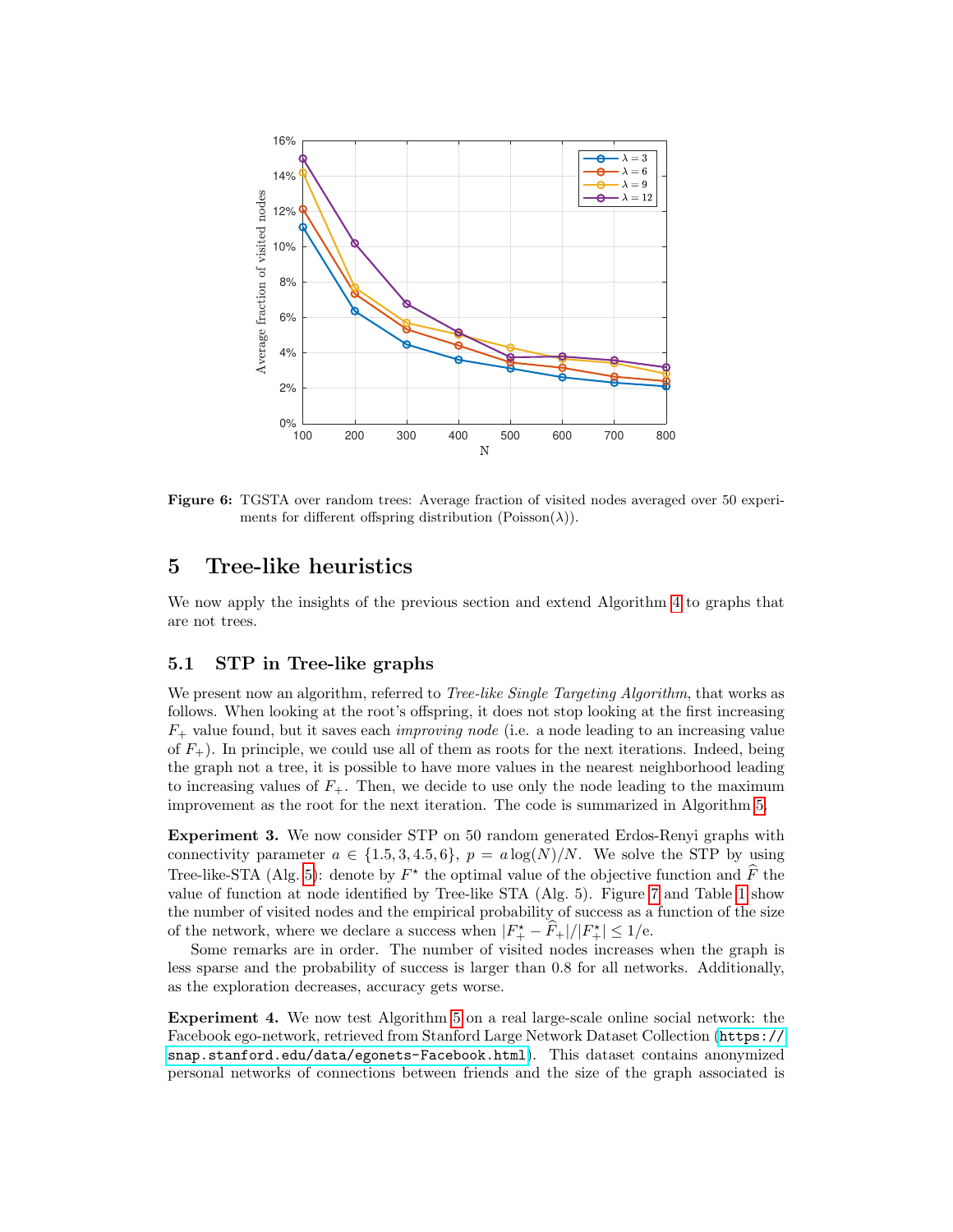Figure 6: TGSTA over random trees: Average fraction of visited nodes averaged over 50 experiments for different offspring distribution (Poisson($\lambda$)).

## 5 Tree-like heuristics

We now apply the insights of the previous section and extend Algorithm 4 to graphs that are not trees.

### 5.1 STP in Tree-like graphs

We present now an algorithm, referred to *Tree-like Single Targeting Algorithm*, that works as follows. When looking at the root's offspring, it does not stop looking at the first increasing $F_+$ value found, but it saves each *improving node* (i.e. a node leading to an increasing value of $F_+$). In principle, we could use all of them as roots for the next iterations. Indeed, being the graph not a tree, it is possible to have more values in the nearest neighborhood leading to increasing values of $F_+$. Then, we decide to use only the node leading to the maximum improvement as the root for the next iteration. The code is summarized in Algorithm 5.

**Experiment 3.** We now consider STP on 50 random generated Erdos-Renyi graphs with connectivity parameter $a \in \{1.5, 3, 4.5, 6\}$, $p = a\log(N)/N$. We solve the STP by using Tree-like-STA (Alg. 5): denote by $F^\star$ the optimal value of the objective function and $\widehat{F}$ the value of function at node identified by Tree-like STA (Alg. 5). Figure 7 and Table 1 show the number of visited nodes and the empirical probability of success as a function of the size of the network, where we declare a success when $|F_+^\star - \widehat{F}_+|/|F_+^\star| \leq 1/\mathrm{e}$.

Some remarks are in order. The number of visited nodes increases when the graph is less sparse and the probability of success is larger than 0.8 for all networks. Additionally, as the exploration decreases, accuracy gets worse.

**Experiment 4.** We now test Algorithm 5 on a real large-scale online social network: the Facebook ego-network, retrieved from Stanford Large Network Dataset Collection (https://snap.stanford.edu/data/egonets-Facebook.html). This dataset contains anonymized personal networks of connections between friends and the size of the graph associated is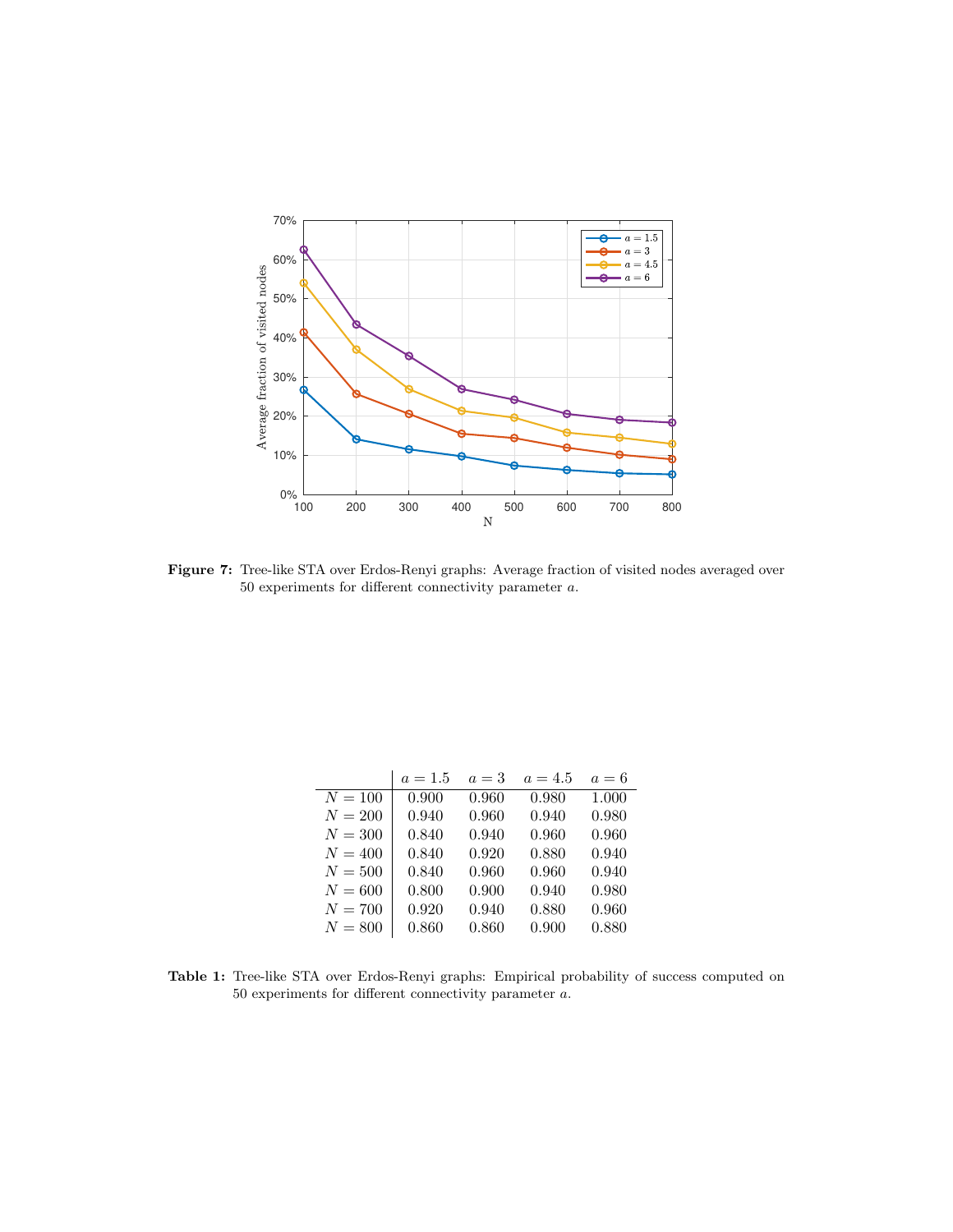**Figure 7:** Tree-like STA over Erdos-Renyi graphs: Average fraction of visited nodes averaged over 50 experiments for different connectivity parameter $a$.

| | $a = 1.5$ | $a = 3$ | $a = 4.5$ | $a = 6$ |
|---|---|---|---|---|
| $N = 100$ | 0.900 | 0.960 | 0.980 | 1.000 |
| $N = 200$ | 0.940 | 0.960 | 0.940 | 0.980 |
| $N = 300$ | 0.840 | 0.940 | 0.960 | 0.960 |
| $N = 400$ | 0.840 | 0.920 | 0.880 | 0.940 |
| $N = 500$ | 0.840 | 0.960 | 0.960 | 0.940 |
| $N = 600$ | 0.800 | 0.900 | 0.940 | 0.980 |
| $N = 700$ | 0.920 | 0.940 | 0.880 | 0.960 |
| $N = 800$ | 0.860 | 0.860 | 0.900 | 0.880 |

**Table 1:** Tree-like STA over Erdos-Renyi graphs: Empirical probability of success computed on 50 experiments for different connectivity parameter $a$.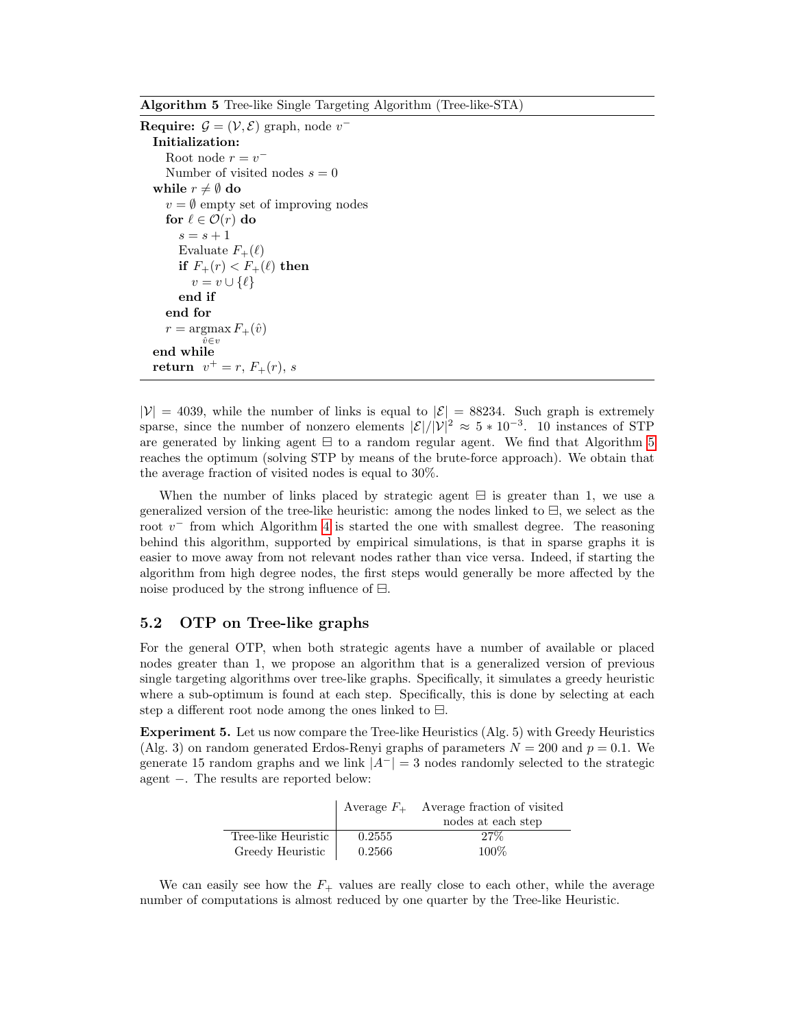**Algorithm 5** Tree-like Single Targeting Algorithm (Tree-like-STA)

```
Require: G = (V, E) graph, node v^-
  Initialization:
    Root node r = v^-
    Number of visited nodes s = 0
  while r ≠ ∅ do
    v = ∅ empty set of improving nodes
    for ℓ ∈ O(r) do
      s = s + 1
      Evaluate F_+(ℓ)
      if F_+(r) < F_+(ℓ) then
        v = v ∪ {ℓ}
      end if
    end for
    r = argmax_{v̂ ∈ v} F_+(v̂)
  end while
  return v^+ = r, F_+(r), s
```

$|\mathcal{V}| = 4039$, while the number of links is equal to $|\mathcal{E}| = 88234$. Such graph is extremely sparse, since the number of nonzero elements $|\mathcal{E}|/|\mathcal{V}|^2 \approx 5 * 10^{-3}$. 10 instances of STP are generated by linking agent $\boxminus$ to a random regular agent. We find that Algorithm 5 reaches the optimum (solving STP by means of the brute-force approach). We obtain that the average fraction of visited nodes is equal to 30%.

When the number of links placed by strategic agent $\boxminus$ is greater than 1, we use a generalized version of the tree-like heuristic: among the nodes linked to $\boxminus$, we select as the root $v^-$ from which Algorithm 4 is started the one with smallest degree. The reasoning behind this algorithm, supported by empirical simulations, is that in sparse graphs it is easier to move away from not relevant nodes rather than vice versa. Indeed, if starting the algorithm from high degree nodes, the first steps would generally be more affected by the noise produced by the strong influence of $\boxminus$.

## 5.2 OTP on Tree-like graphs

For the general OTP, when both strategic agents have a number of available or placed nodes greater than 1, we propose an algorithm that is a generalized version of previous single targeting algorithms over tree-like graphs. Specifically, it simulates a greedy heuristic where a sub-optimum is found at each step. Specifically, this is done by selecting at each step a different root node among the ones linked to $\boxminus$.

**Experiment 5.** Let us now compare the Tree-like Heuristics (Alg. 5) with Greedy Heuristics (Alg. 3) on random generated Erdos-Renyi graphs of parameters $N = 200$ and $p = 0.1$. We generate 15 random graphs and we link $|A^-| = 3$ nodes randomly selected to the strategic agent $-$. The results are reported below:

| | Average $F_+$ | Average fraction of visited nodes at each step |
|---|---|---|
| Tree-like Heuristic | 0.2555 | 27% |
| Greedy Heuristic | 0.2566 | 100% |

We can easily see how the $F_+$ values are really close to each other, while the average number of computations is almost reduced by one quarter by the Tree-like Heuristic.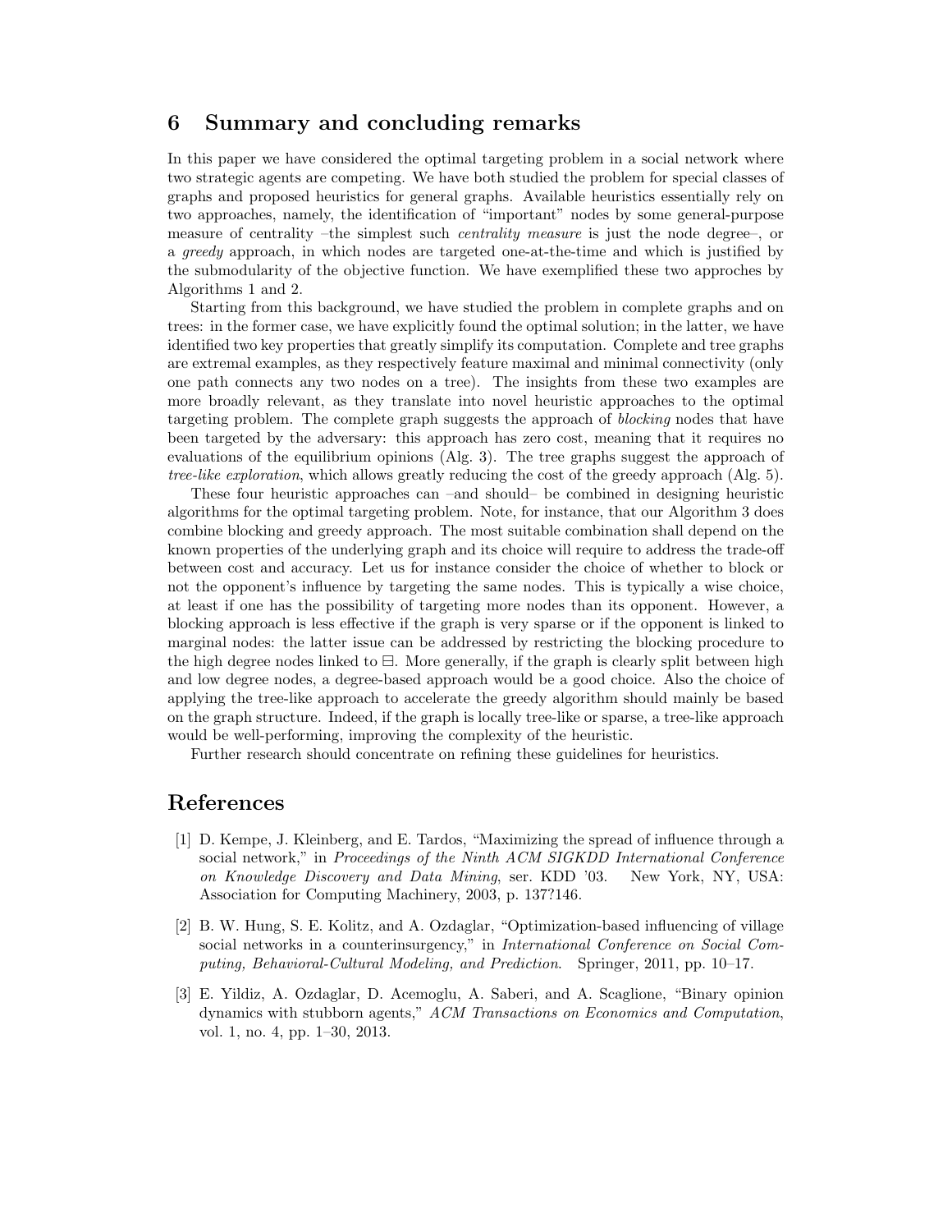## 6 Summary and concluding remarks

In this paper we have considered the optimal targeting problem in a social network where two strategic agents are competing. We have both studied the problem for special classes of graphs and proposed heuristics for general graphs. Available heuristics essentially rely on two approaches, namely, the identification of "important" nodes by some general-purpose measure of centrality –the simplest such *centrality measure* is just the node degree–, or a *greedy* approach, in which nodes are targeted one-at-the-time and which is justified by the submodularity of the objective function. We have exemplified these two approches by Algorithms 1 and 2.

Starting from this background, we have studied the problem in complete graphs and on trees: in the former case, we have explicitly found the optimal solution; in the latter, we have identified two key properties that greatly simplify its computation. Complete and tree graphs are extremal examples, as they respectively feature maximal and minimal connectivity (only one path connects any two nodes on a tree). The insights from these two examples are more broadly relevant, as they translate into novel heuristic approaches to the optimal targeting problem. The complete graph suggests the approach of *blocking* nodes that have been targeted by the adversary: this approach has zero cost, meaning that it requires no evaluations of the equilibrium opinions (Alg. 3). The tree graphs suggest the approach of *tree-like exploration*, which allows greatly reducing the cost of the greedy approach (Alg. 5).

These four heuristic approaches can –and should– be combined in designing heuristic algorithms for the optimal targeting problem. Note, for instance, that our Algorithm 3 does combine blocking and greedy approach. The most suitable combination shall depend on the known properties of the underlying graph and its choice will require to address the trade-off between cost and accuracy. Let us for instance consider the choice of whether to block or not the opponent's influence by targeting the same nodes. This is typically a wise choice, at least if one has the possibility of targeting more nodes than its opponent. However, a blocking approach is less effective if the graph is very sparse or if the opponent is linked to marginal nodes: the latter issue can be addressed by restricting the blocking procedure to the high degree nodes linked to $\boxminus$. More generally, if the graph is clearly split between high and low degree nodes, a degree-based approach would be a good choice. Also the choice of applying the tree-like approach to accelerate the greedy algorithm should mainly be based on the graph structure. Indeed, if the graph is locally tree-like or sparse, a tree-like approach would be well-performing, improving the complexity of the heuristic.

Further research should concentrate on refining these guidelines for heuristics.

## References

[1] D. Kempe, J. Kleinberg, and E. Tardos, "Maximizing the spread of influence through a social network," in *Proceedings of the Ninth ACM SIGKDD International Conference on Knowledge Discovery and Data Mining*, ser. KDD '03. New York, NY, USA: Association for Computing Machinery, 2003, p. 137?146.

[2] B. W. Hung, S. E. Kolitz, and A. Ozdaglar, "Optimization-based influencing of village social networks in a counterinsurgency," in *International Conference on Social Computing, Behavioral-Cultural Modeling, and Prediction*. Springer, 2011, pp. 10–17.

[3] E. Yildiz, A. Ozdaglar, D. Acemoglu, A. Saberi, and A. Scaglione, "Binary opinion dynamics with stubborn agents," *ACM Transactions on Economics and Computation*, vol. 1, no. 4, pp. 1–30, 2013.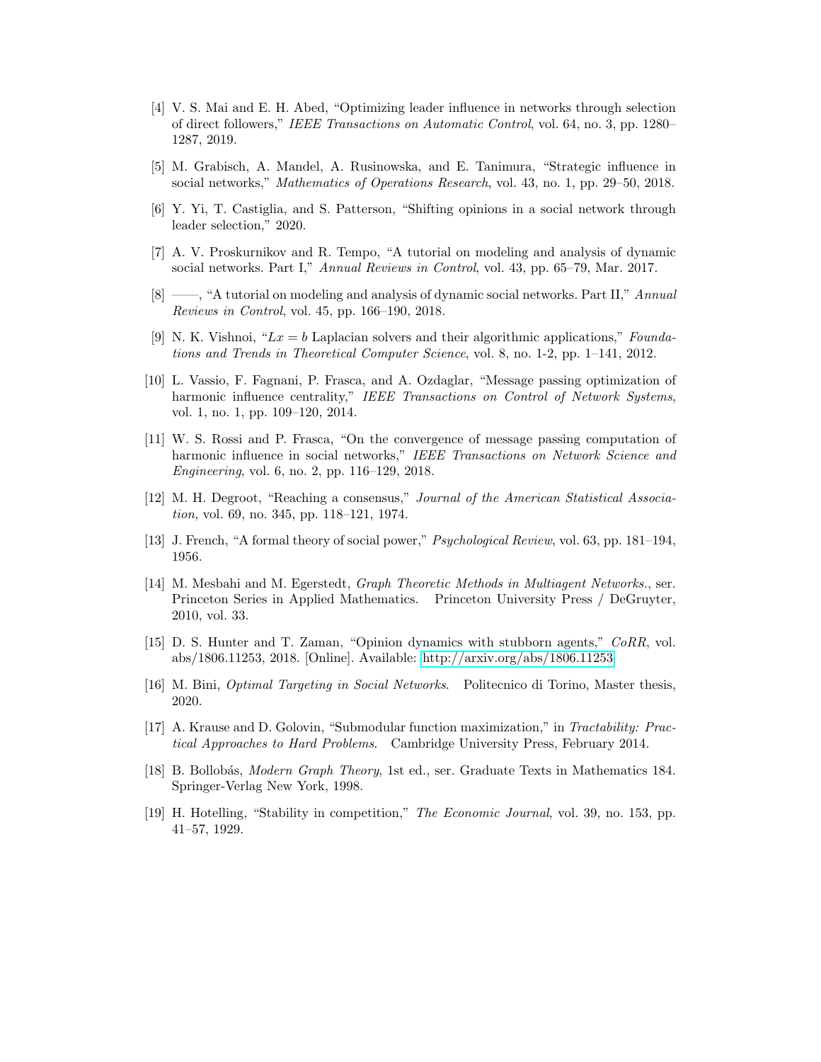[4] V. S. Mai and E. H. Abed, "Optimizing leader influence in networks through selection of direct followers," *IEEE Transactions on Automatic Control*, vol. 64, no. 3, pp. 1280–1287, 2019.

[5] M. Grabisch, A. Mandel, A. Rusinowska, and E. Tanimura, "Strategic influence in social networks," *Mathematics of Operations Research*, vol. 43, no. 1, pp. 29–50, 2018.

[6] Y. Yi, T. Castiglia, and S. Patterson, "Shifting opinions in a social network through leader selection," 2020.

[7] A. V. Proskurnikov and R. Tempo, "A tutorial on modeling and analysis of dynamic social networks. Part I," *Annual Reviews in Control*, vol. 43, pp. 65–79, Mar. 2017.

[8] ——, "A tutorial on modeling and analysis of dynamic social networks. Part II," *Annual Reviews in Control*, vol. 45, pp. 166–190, 2018.

[9] N. K. Vishnoi, "$Lx = b$ Laplacian solvers and their algorithmic applications," *Foundations and Trends in Theoretical Computer Science*, vol. 8, no. 1-2, pp. 1–141, 2012.

[10] L. Vassio, F. Fagnani, P. Frasca, and A. Ozdaglar, "Message passing optimization of harmonic influence centrality," *IEEE Transactions on Control of Network Systems*, vol. 1, no. 1, pp. 109–120, 2014.

[11] W. S. Rossi and P. Frasca, "On the convergence of message passing computation of harmonic influence in social networks," *IEEE Transactions on Network Science and Engineering*, vol. 6, no. 2, pp. 116–129, 2018.

[12] M. H. Degroot, "Reaching a consensus," *Journal of the American Statistical Association*, vol. 69, no. 345, pp. 118–121, 1974.

[13] J. French, "A formal theory of social power," *Psychological Review*, vol. 63, pp. 181–194, 1956.

[14] M. Mesbahi and M. Egerstedt, *Graph Theoretic Methods in Multiagent Networks.*, ser. Princeton Series in Applied Mathematics. Princeton University Press / DeGruyter, 2010, vol. 33.

[15] D. S. Hunter and T. Zaman, "Opinion dynamics with stubborn agents," *CoRR*, vol. abs/1806.11253, 2018. [Online]. Available: http://arxiv.org/abs/1806.11253

[16] M. Bini, *Optimal Targeting in Social Networks*. Politecnico di Torino, Master thesis, 2020.

[17] A. Krause and D. Golovin, "Submodular function maximization," in *Tractability: Practical Approaches to Hard Problems*. Cambridge University Press, February 2014.

[18] B. Bollobás, *Modern Graph Theory*, 1st ed., ser. Graduate Texts in Mathematics 184. Springer-Verlag New York, 1998.

[19] H. Hotelling, "Stability in competition," *The Economic Journal*, vol. 39, no. 153, pp. 41–57, 1929.